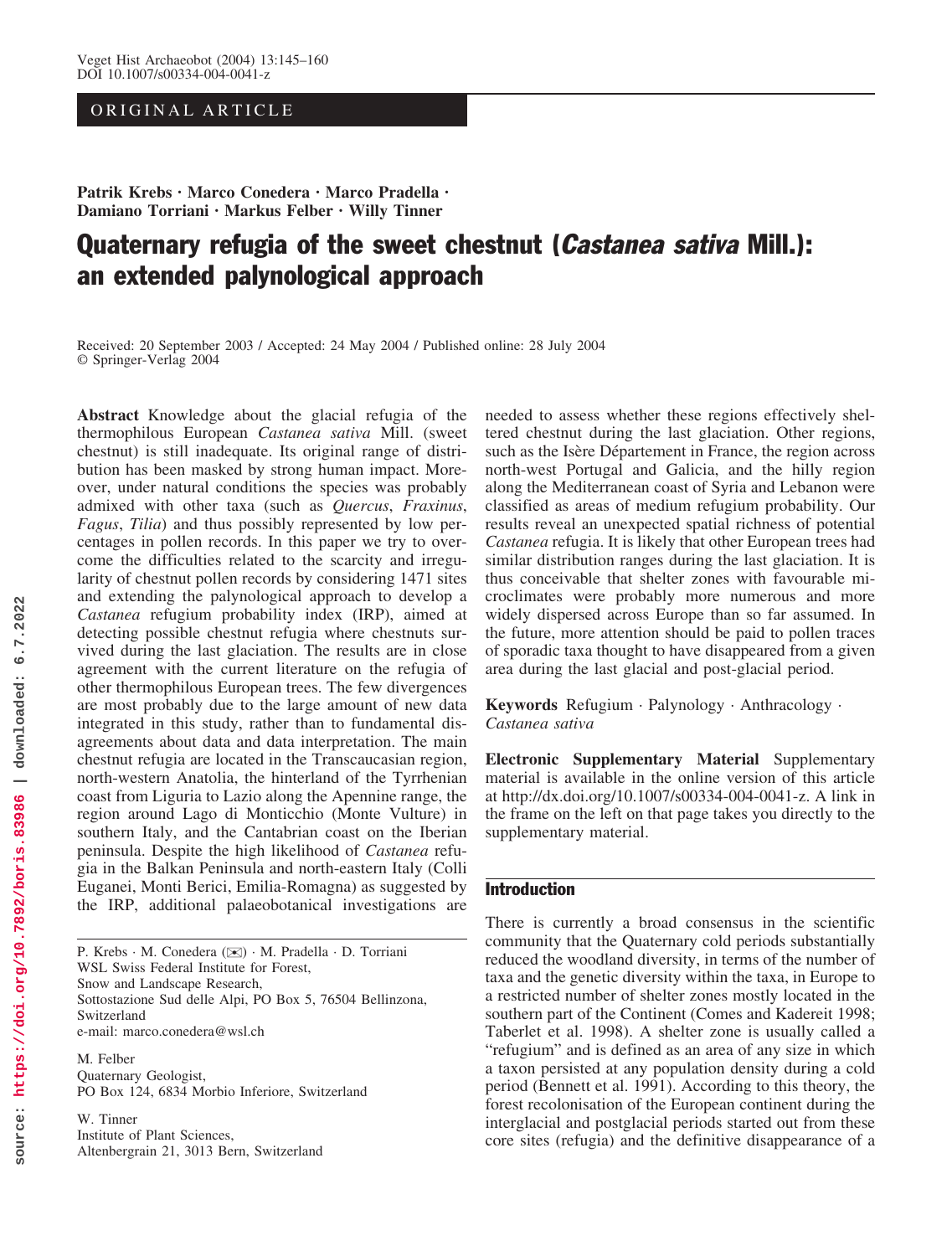ORIGINAL ARTICLE

**Patrik Krebs · Marco Conedera · Marco Pradella · Damiano Torriani · Markus Felber · Willy Tinner**

# Quaternary refugia of the sweet chestnut (*Castanea sativa* Mill.): an extended palynological approach

Received: 20 September 2003 / Accepted: 24 May 2004 / Published online: 28 July 2004
© Springer-Verlag 2004

**Abstract** Knowledge about the glacial refugia of the thermophilous European *Castanea sativa* Mill. (sweet chestnut) is still inadequate. Its original range of distribution has been masked by strong human impact. Moreover, under natural conditions the species was probably admixed with other taxa (such as *Quercus*, *Fraxinus*, *Fagus*, *Tilia*) and thus possibly represented by low percentages in pollen records. In this paper we try to overcome the difficulties related to the scarcity and irregularity of chestnut pollen records by considering 1471 sites and extending the palynological approach to develop a *Castanea* refugium probability index (IRP), aimed at detecting possible chestnut refugia where chestnuts survived during the last glaciation. The results are in close agreement with the current literature on the refugia of other thermophilous European trees. The few divergences are most probably due to the large amount of new data integrated in this study, rather than to fundamental disagreements about data and data interpretation. The main chestnut refugia are located in the Transcaucasian region, north-western Anatolia, the hinterland of the Tyrrhenian coast from Liguria to Lazio along the Apennine range, the region around Lago di Monticchio (Monte Vulture) in southern Italy, and the Cantabrian coast on the Iberian peninsula. Despite the high likelihood of *Castanea* refugia in the Balkan Peninsula and north-eastern Italy (Colli Euganei, Monti Berici, Emilia-Romagna) as suggested by the IRP, additional palaeobotanical investigations are needed to assess whether these regions effectively sheltered chestnut during the last glaciation. Other regions, such as the Isère Département in France, the region across north-west Portugal and Galicia, and the hilly region along the Mediterranean coast of Syria and Lebanon were classified as areas of medium refugium probability. Our results reveal an unexpected spatial richness of potential *Castanea* refugia. It is likely that other European trees had similar distribution ranges during the last glaciation. It is thus conceivable that shelter zones with favourable microclimates were probably more numerous and more widely dispersed across Europe than so far assumed. In the future, more attention should be paid to pollen traces of sporadic taxa thought to have disappeared from a given area during the last glacial and post-glacial period.

**Keywords** Refugium · Palynology · Anthracology · *Castanea sativa*

**Electronic Supplementary Material** Supplementary material is available in the online version of this article at http://dx.doi.org/10.1007/s00334-004-0041-z. A link in the frame on the left on that page takes you directly to the supplementary material.

P. Krebs · M. Conedera (✉) · M. Pradella · D. Torriani
WSL Swiss Federal Institute for Forest,
Snow and Landscape Research,
Sottostazione Sud delle Alpi, PO Box 5, 76504 Bellinzona,
Switzerland
e-mail: marco.conedera@wsl.ch

M. Felber
Quaternary Geologist,
PO Box 124, 6834 Morbio Inferiore, Switzerland

W. Tinner
Institute of Plant Sciences,
Altenbergrain 21, 3013 Bern, Switzerland

## Introduction

There is currently a broad consensus in the scientific community that the Quaternary cold periods substantially reduced the woodland diversity, in terms of the number of taxa and the genetic diversity within the taxa, in Europe to a restricted number of shelter zones mostly located in the southern part of the Continent (Comes and Kadereit 1998; Taberlet et al. 1998). A shelter zone is usually called a "refugium" and is defined as an area of any size in which a taxon persisted at any population density during a cold period (Bennett et al. 1991). According to this theory, the forest recolonisation of the European continent during the interglacial and postglacial periods started out from these core sites (refugia) and the definitive disappearance of a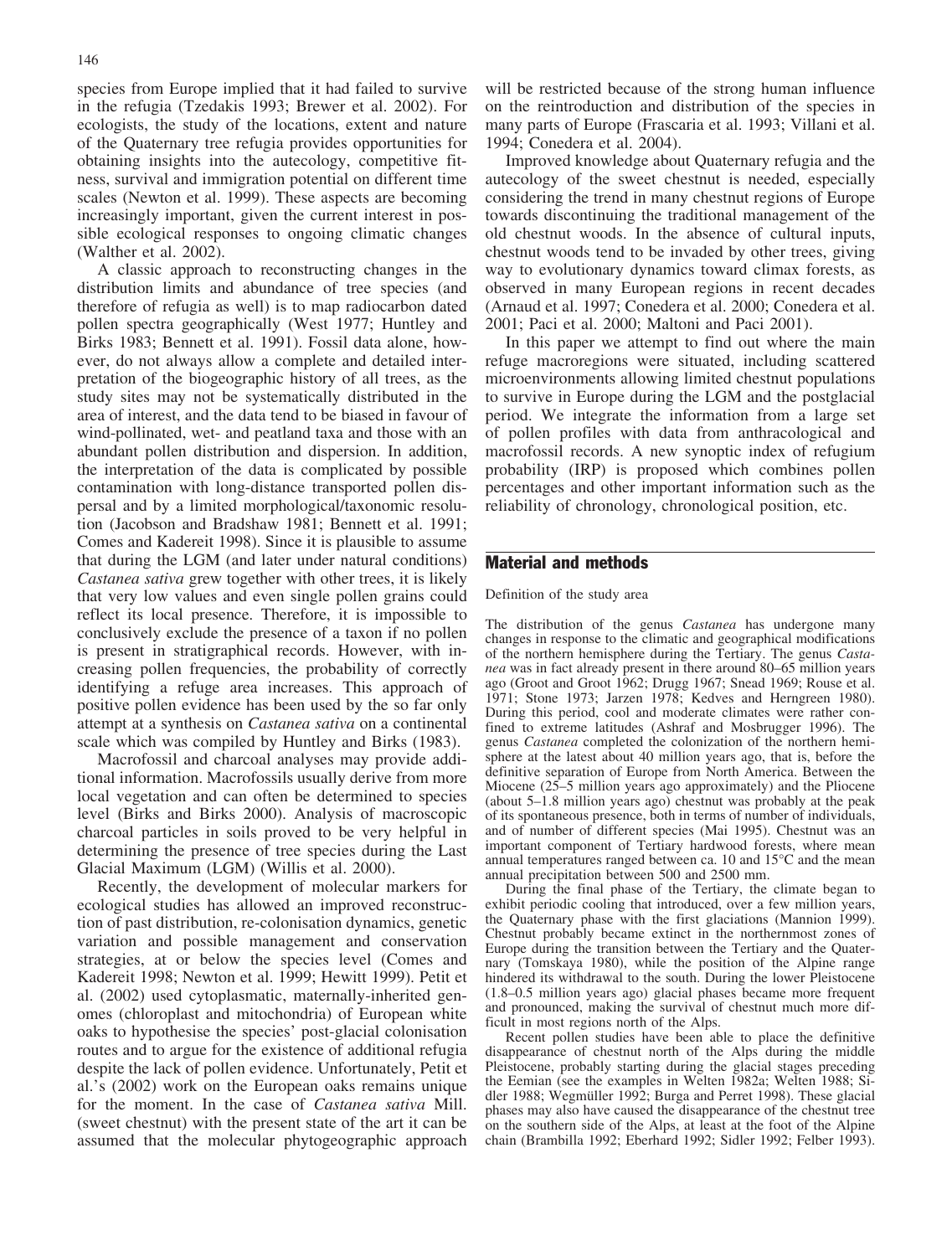species from Europe implied that it had failed to survive in the refugia (Tzedakis 1993; Brewer et al. 2002). For ecologists, the study of the locations, extent and nature of the Quaternary tree refugia provides opportunities for obtaining insights into the autecology, competitive fitness, survival and immigration potential on different time scales (Newton et al. 1999). These aspects are becoming increasingly important, given the current interest in possible ecological responses to ongoing climatic changes (Walther et al. 2002).

A classic approach to reconstructing changes in the distribution limits and abundance of tree species (and therefore of refugia as well) is to map radiocarbon dated pollen spectra geographically (West 1977; Huntley and Birks 1983; Bennett et al. 1991). Fossil data alone, however, do not always allow a complete and detailed interpretation of the biogeographic history of all trees, as the study sites may not be systematically distributed in the area of interest, and the data tend to be biased in favour of wind-pollinated, wet- and peatland taxa and those with an abundant pollen distribution and dispersion. In addition, the interpretation of the data is complicated by possible contamination with long-distance transported pollen dispersal and by a limited morphological/taxonomic resolution (Jacobson and Bradshaw 1981; Bennett et al. 1991; Comes and Kadereit 1998). Since it is plausible to assume that during the LGM (and later under natural conditions) *Castanea sativa* grew together with other trees, it is likely that very low values and even single pollen grains could reflect its local presence. Therefore, it is impossible to conclusively exclude the presence of a taxon if no pollen is present in stratigraphical records. However, with increasing pollen frequencies, the probability of correctly identifying a refuge area increases. This approach of positive pollen evidence has been used by the so far only attempt at a synthesis on *Castanea sativa* on a continental scale which was compiled by Huntley and Birks (1983).

Macrofossil and charcoal analyses may provide additional information. Macrofossils usually derive from more local vegetation and can often be determined to species level (Birks and Birks 2000). Analysis of macroscopic charcoal particles in soils proved to be very helpful in determining the presence of tree species during the Last Glacial Maximum (LGM) (Willis et al. 2000).

Recently, the development of molecular markers for ecological studies has allowed an improved reconstruction of past distribution, re-colonisation dynamics, genetic variation and possible management and conservation strategies, at or below the species level (Comes and Kadereit 1998; Newton et al. 1999; Hewitt 1999). Petit et al. (2002) used cytoplasmatic, maternally-inherited genomes (chloroplast and mitochondria) of European white oaks to hypothesise the species' post-glacial colonisation routes and to argue for the existence of additional refugia despite the lack of pollen evidence. Unfortunately, Petit et al.'s (2002) work on the European oaks remains unique for the moment. In the case of *Castanea sativa* Mill. (sweet chestnut) with the present state of the art it can be assumed that the molecular phytogeographic approach will be restricted because of the strong human influence on the reintroduction and distribution of the species in many parts of Europe (Frascaria et al. 1993; Villani et al. 1994; Conedera et al. 2004).

Improved knowledge about Quaternary refugia and the autecology of the sweet chestnut is needed, especially considering the trend in many chestnut regions of Europe towards discontinuing the traditional management of the old chestnut woods. In the absence of cultural inputs, chestnut woods tend to be invaded by other trees, giving way to evolutionary dynamics toward climax forests, as observed in many European regions in recent decades (Arnaud et al. 1997; Conedera et al. 2000; Conedera et al. 2001; Paci et al. 2000; Maltoni and Paci 2001).

In this paper we attempt to find out where the main refuge macroregions were situated, including scattered microenvironments allowing limited chestnut populations to survive in Europe during the LGM and the postglacial period. We integrate the information from a large set of pollen profiles with data from anthracological and macrofossil records. A new synoptic index of refugium probability (IRP) is proposed which combines pollen percentages and other important information such as the reliability of chronology, chronological position, etc.

## Material and methods

### Definition of the study area

The distribution of the genus *Castanea* has undergone many changes in response to the climatic and geographical modifications of the northern hemisphere during the Tertiary. The genus *Castanea* was in fact already present in there around 80–65 million years ago (Groot and Groot 1962; Drugg 1967; Snead 1969; Rouse et al. 1971; Stone 1973; Jarzen 1978; Kedves and Herngreen 1980). During this period, cool and moderate climates were rather confined to extreme latitudes (Ashraf and Mosbrugger 1996). The genus *Castanea* completed the colonization of the northern hemisphere at the latest about 40 million years ago, that is, before the definitive separation of Europe from North America. Between the Miocene (25–5 million years ago approximately) and the Pliocene (about 5–1.8 million years ago) chestnut was probably at the peak of its spontaneous presence, both in terms of number of individuals, and of number of different species (Mai 1995). Chestnut was an important component of Tertiary hardwood forests, where mean annual temperatures ranged between ca. 10 and 15°C and the mean annual precipitation between 500 and 2500 mm.

During the final phase of the Tertiary, the climate began to exhibit periodic cooling that introduced, over a few million years, the Quaternary phase with the first glaciations (Mannion 1999). Chestnut probably became extinct in the northernmost zones of Europe during the transition between the Tertiary and the Quaternary (Tomskaya 1980), while the position of the Alpine range hindered its withdrawal to the south. During the lower Pleistocene (1.8–0.5 million years ago) glacial phases became more frequent and pronounced, making the survival of chestnut much more difficult in most regions north of the Alps.

Recent pollen studies have been able to place the definitive disappearance of chestnut north of the Alps during the middle Pleistocene, probably starting during the glacial stages preceding the Eemian (see the examples in Welten 1982a; Welten 1988; Sidler 1988; Wegmüller 1992; Burga and Perret 1998). These glacial phases may also have caused the disappearance of the chestnut tree on the southern side of the Alps, at least at the foot of the Alpine chain (Brambilla 1992; Eberhard 1992; Sidler 1992; Felber 1993).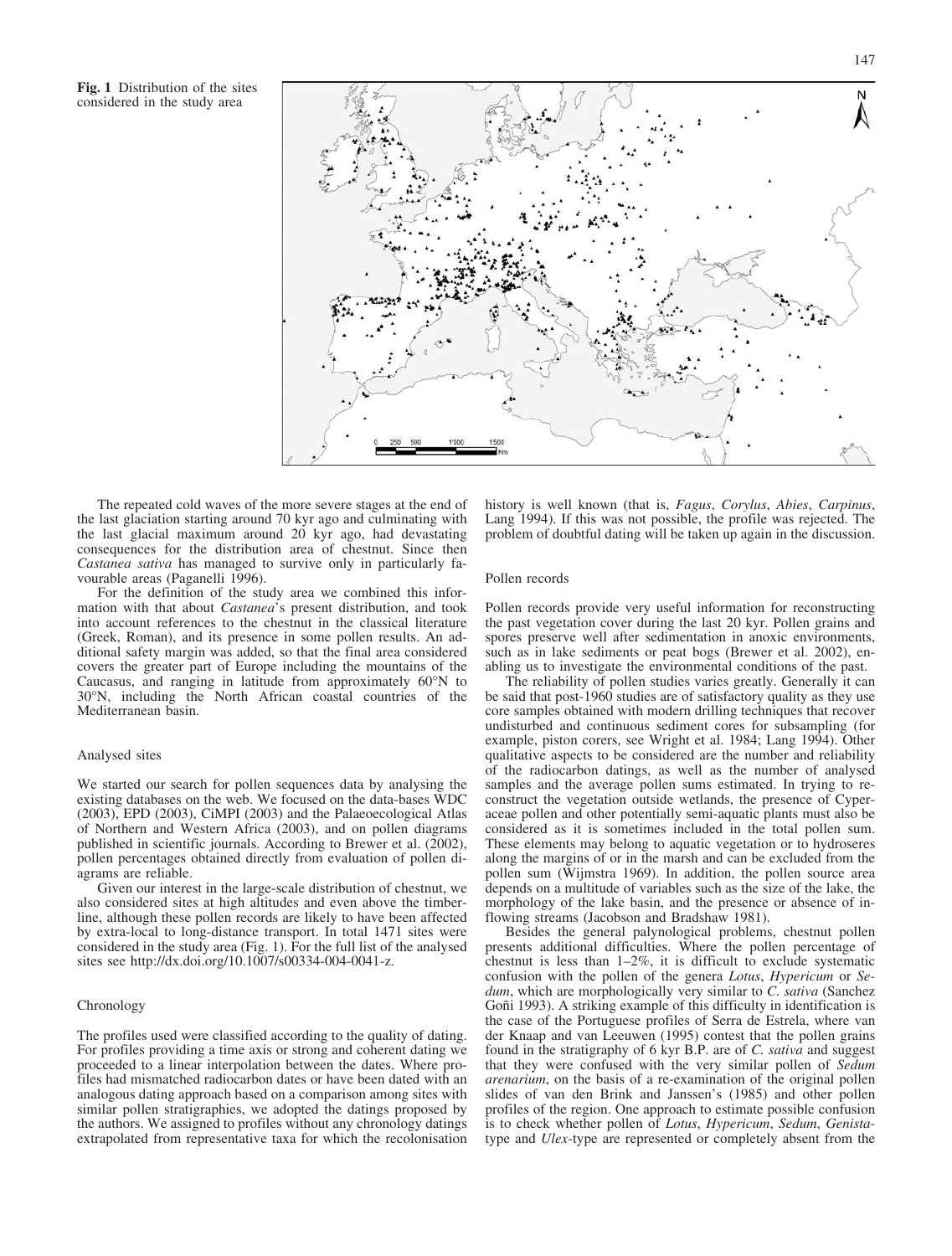**Fig. 1** Distribution of the sites considered in the study area

The repeated cold waves of the more severe stages at the end of the last glaciation starting around 70 kyr ago and culminating with the last glacial maximum around 20 kyr ago, had devastating consequences for the distribution area of chestnut. Since then *Castanea sativa* has managed to survive only in particularly favourable areas (Paganelli 1996).

For the definition of the study area we combined this information with that about *Castanea*'s present distribution, and took into account references to the chestnut in the classical literature (Greek, Roman), and its presence in some pollen results. An additional safety margin was added, so that the final area considered covers the greater part of Europe including the mountains of the Caucasus, and ranging in latitude from approximately 60°N to 30°N, including the North African coastal countries of the Mediterranean basin.

## Analysed sites

We started our search for pollen sequences data by analysing the existing databases on the web. We focused on the data-bases WDC (2003), EPD (2003), CiMPI (2003) and the Palaeoecological Atlas of Northern and Western Africa (2003), and on pollen diagrams published in scientific journals. According to Brewer et al. (2002), pollen percentages obtained directly from evaluation of pollen diagrams are reliable.

Given our interest in the large-scale distribution of chestnut, we also considered sites at high altitudes and even above the timberline, although these pollen records are likely to have been affected by extra-local to long-distance transport. In total 1471 sites were considered in the study area (Fig. 1). For the full list of the analysed sites see http://dx.doi.org/10.1007/s00334-004-0041-z.

## Chronology

The profiles used were classified according to the quality of dating. For profiles providing a time axis or strong and coherent dating we proceeded to a linear interpolation between the dates. Where profiles had mismatched radiocarbon dates or have been dated with an analogous dating approach based on a comparison among sites with similar pollen stratigraphies, we adopted the datings proposed by the authors. We assigned to profiles without any chronology datings extrapolated from representative taxa for which the recolonisation history is well known (that is, *Fagus*, *Corylus*, *Abies*, *Carpinus*, Lang 1994). If this was not possible, the profile was rejected. The problem of doubtful dating will be taken up again in the discussion.

## Pollen records

Pollen records provide very useful information for reconstructing the past vegetation cover during the last 20 kyr. Pollen grains and spores preserve well after sedimentation in anoxic environments, such as in lake sediments or peat bogs (Brewer et al. 2002), enabling us to investigate the environmental conditions of the past.

The reliability of pollen studies varies greatly. Generally it can be said that post-1960 studies are of satisfactory quality as they use core samples obtained with modern drilling techniques that recover undisturbed and continuous sediment cores for subsampling (for example, piston corers, see Wright et al. 1984; Lang 1994). Other qualitative aspects to be considered are the number and reliability of the radiocarbon datings, as well as the number of analysed samples and the average pollen sums estimated. In trying to reconstruct the vegetation outside wetlands, the presence of Cyperaceae pollen and other potentially semi-aquatic plants must also be considered as it is sometimes included in the total pollen sum. These elements may belong to aquatic vegetation or to hydroseres along the margins of or in the marsh and can be excluded from the pollen sum (Wijmstra 1969). In addition, the pollen source area depends on a multitude of variables such as the size of the lake, the morphology of the lake basin, and the presence or absence of inflowing streams (Jacobson and Bradshaw 1981).

Besides the general palynological problems, chestnut pollen presents additional difficulties. Where the pollen percentage of chestnut is less than 1–2%, it is difficult to exclude systematic confusion with the pollen of the genera *Lotus*, *Hypericum* or *Sedum*, which are morphologically very similar to *C. sativa* (Sanchez Goñi 1993). A striking example of this difficulty in identification is the case of the Portuguese profiles of Serra de Estrela, where van der Knaap and van Leeuwen (1995) contest that the pollen grains found in the stratigraphy of 6 kyr B.P. are of *C. sativa* and suggest that they were confused with the very similar pollen of *Sedum arenarium*, on the basis of a re-examination of the original pollen slides of van den Brink and Janssen's (1985) and other pollen profiles of the region. One approach to estimate possible confusion is to check whether pollen of *Lotus*, *Hypericum*, *Sedum*, *Genista*-type and *Ulex*-type are represented or completely absent from the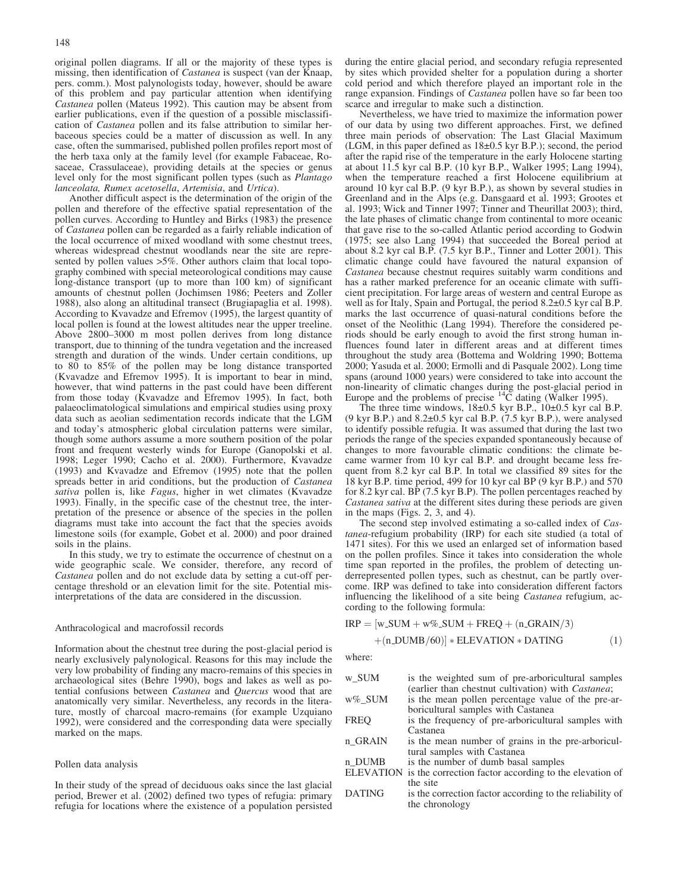original pollen diagrams. If all or the majority of these types is missing, then identification of *Castanea* is suspect (van der Knaap, pers. comm.). Most palynologists today, however, should be aware of this problem and pay particular attention when identifying *Castanea* pollen (Mateus 1992). This caution may be absent from earlier publications, even if the question of a possible misclassification of *Castanea* pollen and its false attribution to similar herbaceous species could be a matter of discussion as well. In any case, often the summarised, published pollen profiles report most of the herb taxa only at the family level (for example Fabaceae, Rosaceae, Crassulaceae), providing details at the species or genus level only for the most significant pollen types (such as *Plantago lanceolata, Rumex acetosella*, *Artemisia*, and *Urtica*).

Another difficult aspect is the determination of the origin of the pollen and therefore of the effective spatial representation of the pollen curves. According to Huntley and Birks (1983) the presence of *Castanea* pollen can be regarded as a fairly reliable indication of the local occurrence of mixed woodland with some chestnut trees, whereas widespread chestnut woodlands near the site are represented by pollen values >5%. Other authors claim that local topography combined with special meteorological conditions may cause long-distance transport (up to more than 100 km) of significant amounts of chestnut pollen (Jochimsen 1986; Peeters and Zoller 1988), also along an altitudinal transect (Brugiapaglia et al. 1998). According to Kvavadze and Efremov (1995), the largest quantity of local pollen is found at the lowest altitudes near the upper treeline. Above 2800–3000 m most pollen derives from long distance transport, due to thinning of the tundra vegetation and the increased strength and duration of the winds. Under certain conditions, up to 80 to 85% of the pollen may be long distance transported (Kvavadze and Efremov 1995). It is important to bear in mind, however, that wind patterns in the past could have been different from those today (Kvavadze and Efremov 1995). In fact, both palaeoclimatological simulations and empirical studies using proxy data such as aeolian sedimentation records indicate that the LGM and today's atmospheric global circulation patterns were similar, though some authors assume a more southern position of the polar front and frequent westerly winds for Europe (Ganopolski et al. 1998; Leger 1990; Cacho et al. 2000). Furthermore, Kvavadze (1993) and Kvavadze and Efremov (1995) note that the pollen spreads better in arid conditions, but the production of *Castanea sativa* pollen is, like *Fagus*, higher in wet climates (Kvavadze 1993). Finally, in the specific case of the chestnut tree, the interpretation of the presence or absence of the species in the pollen diagrams must take into account the fact that the species avoids limestone soils (for example, Gobet et al. 2000) and poor drained soils in the plains.

In this study, we try to estimate the occurrence of chestnut on a wide geographic scale. We consider, therefore, any record of *Castanea* pollen and do not exclude data by setting a cut-off percentage threshold or an elevation limit for the site. Potential misinterpretations of the data are considered in the discussion.

## Anthracological and macrofossil records

Information about the chestnut tree during the post-glacial period is nearly exclusively palynological. Reasons for this may include the very low probability of finding any macro-remains of this species in archaeological sites (Behre 1990), bogs and lakes as well as potential confusions between *Castanea* and *Quercus* wood that are anatomically very similar. Nevertheless, any records in the literature, mostly of charcoal macro-remains (for example Uzquiano 1992), were considered and the corresponding data were specially marked on the maps.

## Pollen data analysis

In their study of the spread of deciduous oaks since the last glacial period, Brewer et al. (2002) defined two types of refugia: primary refugia for locations where the existence of a population persisted during the entire glacial period, and secondary refugia represented by sites which provided shelter for a population during a shorter cold period and which therefore played an important role in the range expansion. Findings of *Castanea* pollen have so far been too scarce and irregular to make such a distinction.

Nevertheless, we have tried to maximize the information power of our data by using two different approaches. First, we defined three main periods of observation: The Last Glacial Maximum (LGM, in this paper defined as 18±0.5 kyr B.P.); second, the period after the rapid rise of the temperature in the early Holocene starting at about 11.5 kyr cal B.P. (10 kyr B.P., Walker 1995; Lang 1994), when the temperature reached a first Holocene equilibrium at around 10 kyr cal B.P. (9 kyr B.P.), as shown by several studies in Greenland and in the Alps (e.g. Dansgaard et al. 1993; Grootes et al. 1993; Wick and Tinner 1997; Tinner and Theurillat 2003); third, the late phases of climatic change from continental to more oceanic that gave rise to the so-called Atlantic period according to Godwin (1975; see also Lang 1994) that succeeded the Boreal period at about 8.2 kyr cal B.P. (7.5 kyr B.P., Tinner and Lotter 2001). This climatic change could have favoured the natural expansion of *Castanea* because chestnut requires suitably warm conditions and has a rather marked preference for an oceanic climate with sufficient precipitation. For large areas of western and central Europe as well as for Italy, Spain and Portugal, the period 8.2±0.5 kyr cal B.P. marks the last occurrence of quasi-natural conditions before the onset of the Neolithic (Lang 1994). Therefore the considered periods should be early enough to avoid the first strong human influences found later in different areas and at different times throughout the study area (Bottema and Woldring 1990; Bottema 2000; Yasuda et al. 2000; Ermolli and di Pasquale 2002). Long time spans (around 1000 years) were considered to take into account the non-linearity of climatic changes during the post-glacial period in Europe and the problems of precise $^{14}C$ dating (Walker 1995).

The three time windows, 18±0.5 kyr B.P., 10±0.5 kyr cal B.P. (9 kyr B.P.) and 8.2±0.5 kyr cal B.P. (7.5 kyr B.P.), were analysed to identify possible refugia. It was assumed that during the last two periods the range of the species expanded spontaneously because of changes to more favourable climatic conditions: the climate became warmer from 10 kyr cal B.P. and drought became less frequent from 8.2 kyr cal B.P. In total we classified 89 sites for the 18 kyr B.P. time period, 499 for 10 kyr cal BP (9 kyr B.P.) and 570 for 8.2 kyr cal. BP (7.5 kyr B.P). The pollen percentages reached by *Castanea sativa* at the different sites during these periods are given in the maps (Figs. 2, 3, and 4).

The second step involved estimating a so-called index of *Castanea*-refugium probability (IRP) for each site studied (a total of 1471 sites). For this we used an enlarged set of information based on the pollen profiles. Since it takes into consideration the whole time span reported in the profiles, the problem of detecting underrepresented pollen types, such as chestnut, can be partly overcome. IRP was defined to take into consideration different factors influencing the likelihood of a site being *Castanea* refugium, according to the following formula:

$$\mathrm{IRP} = [\mathrm{w\_SUM} + \mathrm{w\%\_SUM} + \mathrm{FREQ} + (\mathrm{n\_GRAIN}/3) + (\mathrm{n\_DUMB}/60)] * \mathrm{ELEVATION} * \mathrm{DATING} \qquad (1)$$

where:

| | |
|---|---|
| w_SUM | is the weighted sum of pre-arboricultural samples (earlier than chestnut cultivation) with *Castanea*; |
| w%_SUM | is the mean pollen percentage value of the pre-arboricultural samples with Castanea |
| FREQ | is the frequency of pre-arboricultural samples with Castanea |
| n_GRAIN | is the mean number of grains in the pre-arboricultural samples with Castanea |
| n_DUMB | is the number of dumb basal samples |
| ELEVATION | is the correction factor according to the elevation of the site |
| DATING | is the correction factor according to the reliability of the chronology |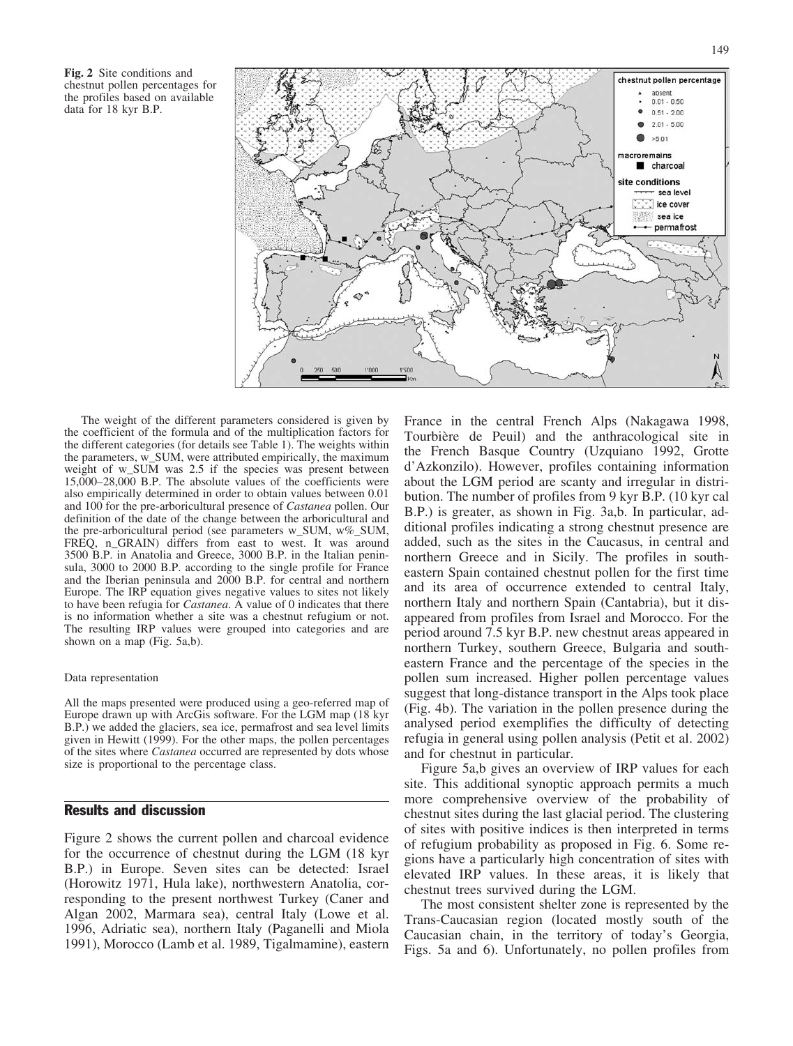Fig. 2 Site conditions and chestnut pollen percentages for the profiles based on available data for 18 kyr B.P.

The weight of the different parameters considered is given by the coefficient of the formula and of the multiplication factors for the different categories (for details see Table 1). The weights within the parameters, w_SUM, were attributed empirically, the maximum weight of w_SUM was 2.5 if the species was present between 15,000–28,000 B.P. The absolute values of the coefficients were also empirically determined in order to obtain values between 0.01 and 100 for the pre-arboricultural presence of *Castanea* pollen. Our definition of the date of the change between the arboricultural and the pre-arboricultural period (see parameters w_SUM, w%_SUM, FREQ, n_GRAIN) differs from east to west. It was around 3500 B.P. in Anatolia and Greece, 3000 B.P. in the Italian peninsula, 3000 to 2000 B.P. according to the single profile for France and the Iberian peninsula and 2000 B.P. for central and northern Europe. The IRP equation gives negative values to sites not likely to have been refugia for *Castanea*. A value of 0 indicates that there is no information whether a site was a chestnut refugium or not. The resulting IRP values were grouped into categories and are shown on a map (Fig. 5a,b).

Data representation

All the maps presented were produced using a geo-referred map of Europe drawn up with ArcGis software. For the LGM map (18 kyr B.P.) we added the glaciers, sea ice, permafrost and sea level limits given in Hewitt (1999). For the other maps, the pollen percentages of the sites where *Castanea* occurred are represented by dots whose size is proportional to the percentage class.

## Results and discussion

Figure 2 shows the current pollen and charcoal evidence for the occurrence of chestnut during the LGM (18 kyr B.P.) in Europe. Seven sites can be detected: Israel (Horowitz 1971, Hula lake), northwestern Anatolia, corresponding to the present northwest Turkey (Caner and Algan 2002, Marmara sea), central Italy (Lowe et al. 1996, Adriatic sea), northern Italy (Paganelli and Miola 1991), Morocco (Lamb et al. 1989, Tigalmamine), eastern France in the central French Alps (Nakagawa 1998, Tourbière de Peuil) and the anthracological site in the French Basque Country (Uzquiano 1992, Grotte d'Azkonzilo). However, profiles containing information about the LGM period are scanty and irregular in distribution. The number of profiles from 9 kyr B.P. (10 kyr cal B.P.) is greater, as shown in Fig. 3a,b. In particular, additional profiles indicating a strong chestnut presence are added, such as the sites in the Caucasus, in central and northern Greece and in Sicily. The profiles in southeastern Spain contained chestnut pollen for the first time and its area of occurrence extended to central Italy, northern Italy and northern Spain (Cantabria), but it disappeared from profiles from Israel and Morocco. For the period around 7.5 kyr B.P. new chestnut areas appeared in northern Turkey, southern Greece, Bulgaria and southeastern France and the percentage of the species in the pollen sum increased. Higher pollen percentage values suggest that long-distance transport in the Alps took place (Fig. 4b). The variation in the pollen presence during the analysed period exemplifies the difficulty of detecting refugia in general using pollen analysis (Petit et al. 2002) and for chestnut in particular.

Figure 5a,b gives an overview of IRP values for each site. This additional synoptic approach permits a much more comprehensive overview of the probability of chestnut sites during the last glacial period. The clustering of sites with positive indices is then interpreted in terms of refugium probability as proposed in Fig. 6. Some regions have a particularly high concentration of sites with elevated IRP values. In these areas, it is likely that chestnut trees survived during the LGM.

The most consistent shelter zone is represented by the Trans-Caucasian region (located mostly south of the Caucasian chain, in the territory of today's Georgia, Figs. 5a and 6). Unfortunately, no pollen profiles from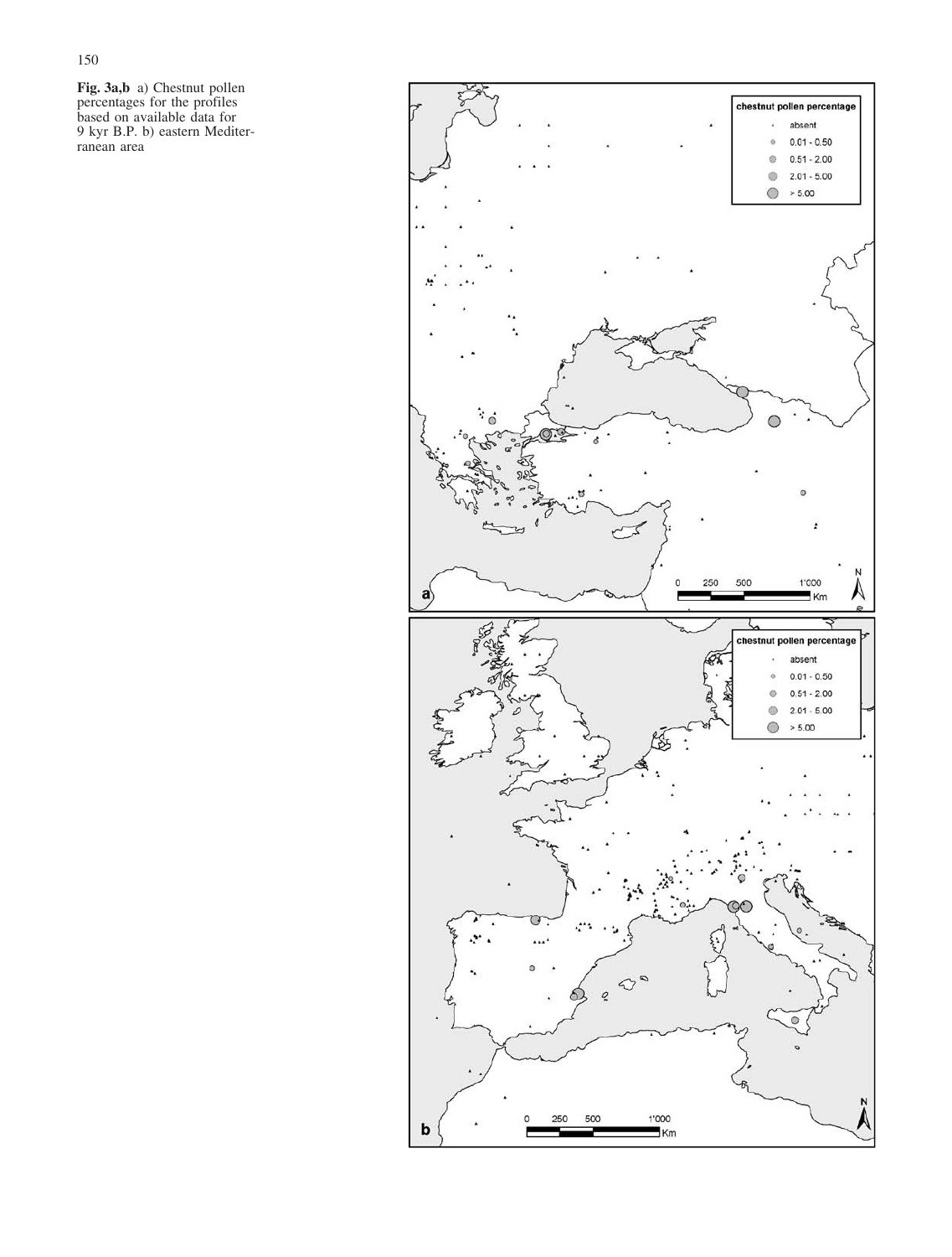**Fig. 3a,b** a) Chestnut pollen percentages for the profiles based on available data for 9 kyr B.P. b) eastern Mediterranean area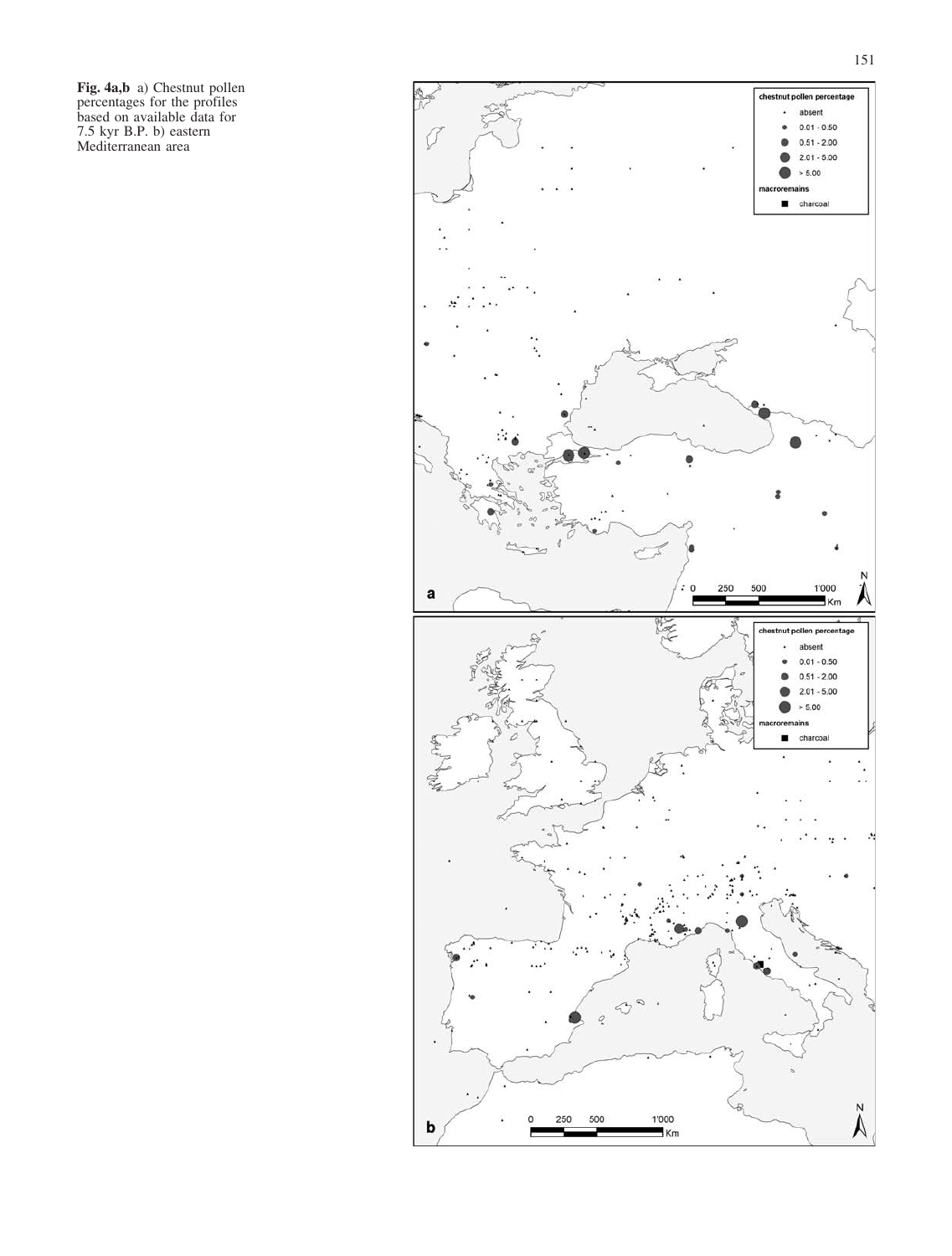**Fig. 4a,b** a) Chestnut pollen percentages for the profiles based on available data for 7.5 kyr B.P. b) eastern Mediterranean area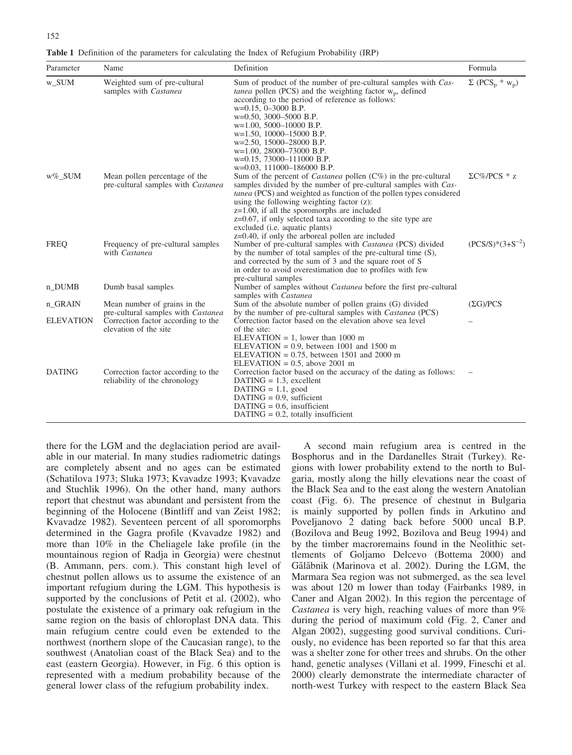**Table 1** Definition of the parameters for calculating the Index of Refugium Probability (IRP)

| Parameter | Name | Definition | Formula |
|---|---|---|---|
| w_SUM | Weighted sum of pre-cultural samples with *Castanea* | Sum of product of the number of pre-cultural samples with *Castanea* pollen (PCS) and the weighting factor $w_p$, defined according to the period of reference as follows: w=0.15, 0–3000 B.P. w=0.50, 3000–5000 B.P. w=1.00, 5000–10000 B.P. w=1.50, 10000–15000 B.P. w=2.50, 15000–28000 B.P. w=1.00, 28000–73000 B.P. w=0.15, 73000–111000 B.P. w=0.03, 111000–186000 B.P. | $\Sigma$ ($PCS_p$ * $w_p$) |
| w%_SUM | Mean pollen percentage of the pre-cultural samples with *Castanea* | Sum of the percent of *Castanea* pollen (C%) in the pre-cultural samples divided by the number of pre-cultural samples with *Castanea* (PCS) and weighted as function of the pollen types considered using the following weighting factor (z): z=1.00, if all the sporomorphs are included z=0.67, if only selected taxa according to the site type are excluded (i.e. aquatic plants) z=0.40, if only the arboreal pollen are included | $\Sigma$C%/PCS * z |
| FREQ | Frequency of pre-cultural samples with *Castanea* | Number of pre-cultural samples with *Castanea* (PCS) divided by the number of total samples of the pre-cultural time (S), and corrected by the sum of 3 and the square root of S in order to avoid overestimation due to profiles with few pre-cultural samples | $(PCS/S)*(3+S^{-2})$ |
| n_DUMB | Dumb basal samples | Number of samples without *Castanea* before the first pre-cultural samples with *Castanea* | |
| n_GRAIN | Mean number of grains in the pre-cultural samples with *Castanea* | Sum of the absolute number of pollen grains (G) divided by the number of pre-cultural samples with *Castanea* (PCS) | ($\Sigma$G)/PCS |
| ELEVATION | Correction factor according to the elevation of the site | Correction factor based on the elevation above sea level of the site: ELEVATION = 1, lower than 1000 m ELEVATION = 0.9, between 1001 and 1500 m ELEVATION = 0.75, between 1501 and 2000 m ELEVATION = 0.5, above 2001 m | – |
| DATING | Correction factor according to the reliability of the chronology | Correction factor based on the accuracy of the dating as follows: DATING = 1.3, excellent DATING = 1.1, good DATING = 0.9, sufficient DATING = 0.6, insufficient DATING = 0.2, totally insufficient | – |

there for the LGM and the deglaciation period are available in our material. In many studies radiometric datings are completely absent and no ages can be estimated (Schatilova 1973; Sluka 1973; Kvavadze 1993; Kvavadze and Stuchlik 1996). On the other hand, many authors report that chestnut was abundant and persistent from the beginning of the Holocene (Bintliff and van Zeist 1982; Kvavadze 1982). Seventeen percent of all sporomorphs determined in the Gagra profile (Kvavadze 1982) and more than 10% in the Cheliagele lake profile (in the mountainous region of Radja in Georgia) were chestnut (B. Ammann, pers. com.). This constant high level of chestnut pollen allows us to assume the existence of an important refugium during the LGM. This hypothesis is supported by the conclusions of Petit et al. (2002), who postulate the existence of a primary oak refugium in the same region on the basis of chloroplast DNA data. This main refugium centre could even be extended to the northwest (northern slope of the Caucasian range), to the southwest (Anatolian coast of the Black Sea) and to the east (eastern Georgia). However, in Fig. 6 this option is represented with a medium probability because of the general lower class of the refugium probability index.

A second main refugium area is centred in the Bosphorus and in the Dardanelles Strait (Turkey). Regions with lower probability extend to the north to Bulgaria, mostly along the hilly elevations near the coast of the Black Sea and to the east along the western Anatolian coast (Fig. 6). The presence of chestnut in Bulgaria is mainly supported by pollen finds in Arkutino and Poveljanovo 2 dating back before 5000 uncal B.P. (Bozilova and Beug 1992, Bozilova and Beug 1994) and by the timber macroremains found in the Neolithic settlements of Goljamo Delcevo (Bottema 2000) and Gălăbnik (Marinova et al. 2002). During the LGM, the Marmara Sea region was not submerged, as the sea level was about 120 m lower than today (Fairbanks 1989, in Caner and Algan 2002). In this region the percentage of *Castanea* is very high, reaching values of more than 9% during the period of maximum cold (Fig. 2, Caner and Algan 2002), suggesting good survival conditions. Curiously, no evidence has been reported so far that this area was a shelter zone for other trees and shrubs. On the other hand, genetic analyses (Villani et al. 1999, Fineschi et al. 2000) clearly demonstrate the intermediate character of north-west Turkey with respect to the eastern Black Sea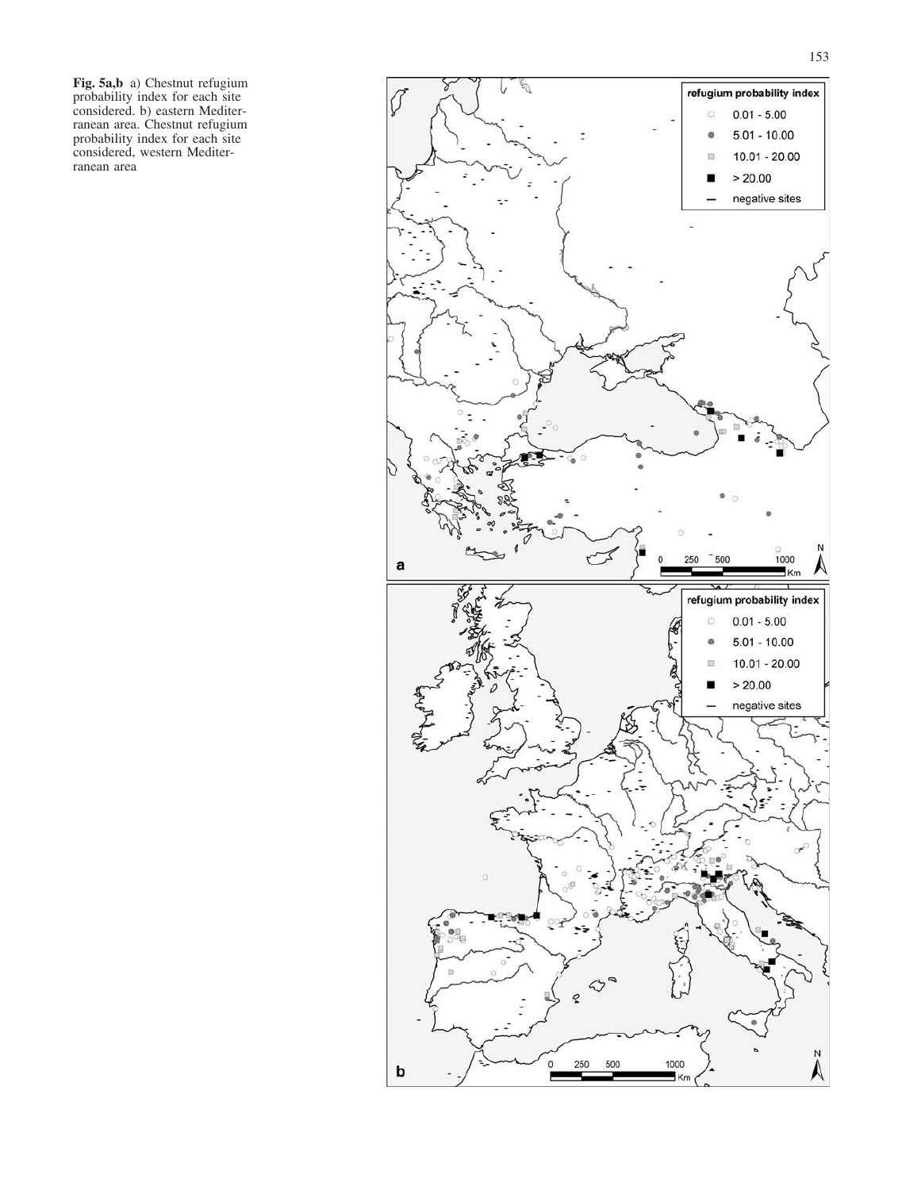**Fig. 5a,b** a) Chestnut refugium probability index for each site considered. b) eastern Mediterranean area. Chestnut refugium probability index for each site considered, western Mediterranean area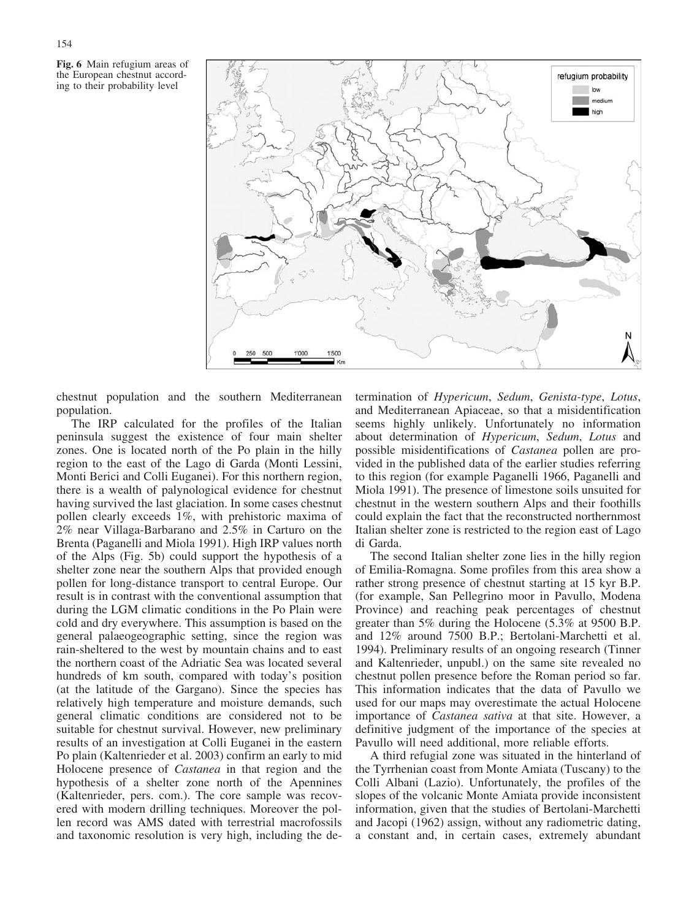Fig. 6 Main refugium areas of the European chestnut according to their probability level

chestnut population and the southern Mediterranean population.

The IRP calculated for the profiles of the Italian peninsula suggest the existence of four main shelter zones. One is located north of the Po plain in the hilly region to the east of the Lago di Garda (Monti Lessini, Monti Berici and Colli Euganei). For this northern region, there is a wealth of palynological evidence for chestnut having survived the last glaciation. In some cases chestnut pollen clearly exceeds 1%, with prehistoric maxima of 2% near Villaga-Barbarano and 2.5% in Carturo on the Brenta (Paganelli and Miola 1991). High IRP values north of the Alps (Fig. 5b) could support the hypothesis of a shelter zone near the southern Alps that provided enough pollen for long-distance transport to central Europe. Our result is in contrast with the conventional assumption that during the LGM climatic conditions in the Po Plain were cold and dry everywhere. This assumption is based on the general palaeogeographic setting, since the region was rain-sheltered to the west by mountain chains and to east the northern coast of the Adriatic Sea was located several hundreds of km south, compared with today's position (at the latitude of the Gargano). Since the species has relatively high temperature and moisture demands, such general climatic conditions are considered not to be suitable for chestnut survival. However, new preliminary results of an investigation at Colli Euganei in the eastern Po plain (Kaltenrieder et al. 2003) confirm an early to mid Holocene presence of *Castanea* in that region and the hypothesis of a shelter zone north of the Apennines (Kaltenrieder, pers. com.). The core sample was recovered with modern drilling techniques. Moreover the pollen record was AMS dated with terrestrial macrofossils and taxonomic resolution is very high, including the determination of *Hypericum*, *Sedum*, *Genista-type*, *Lotus*, and Mediterranean Apiaceae, so that a misidentification seems highly unlikely. Unfortunately no information about determination of *Hypericum*, *Sedum*, *Lotus* and possible misidentifications of *Castanea* pollen are provided in the published data of the earlier studies referring to this region (for example Paganelli 1966, Paganelli and Miola 1991). The presence of limestone soils unsuited for chestnut in the western southern Alps and their foothills could explain the fact that the reconstructed northernmost Italian shelter zone is restricted to the region east of Lago di Garda.

The second Italian shelter zone lies in the hilly region of Emilia-Romagna. Some profiles from this area show a rather strong presence of chestnut starting at 15 kyr B.P. (for example, San Pellegrino moor in Pavullo, Modena Province) and reaching peak percentages of chestnut greater than 5% during the Holocene (5.3% at 9500 B.P. and 12% around 7500 B.P.; Bertolani-Marchetti et al. 1994). Preliminary results of an ongoing research (Tinner and Kaltenrieder, unpubl.) on the same site revealed no chestnut pollen presence before the Roman period so far. This information indicates that the data of Pavullo we used for our maps may overestimate the actual Holocene importance of *Castanea sativa* at that site. However, a definitive judgment of the importance of the species at Pavullo will need additional, more reliable efforts.

A third refugial zone was situated in the hinterland of the Tyrrhenian coast from Monte Amiata (Tuscany) to the Colli Albani (Lazio). Unfortunately, the profiles of the slopes of the volcanic Monte Amiata provide inconsistent information, given that the studies of Bertolani-Marchetti and Jacopi (1962) assign, without any radiometric dating, a constant and, in certain cases, extremely abundant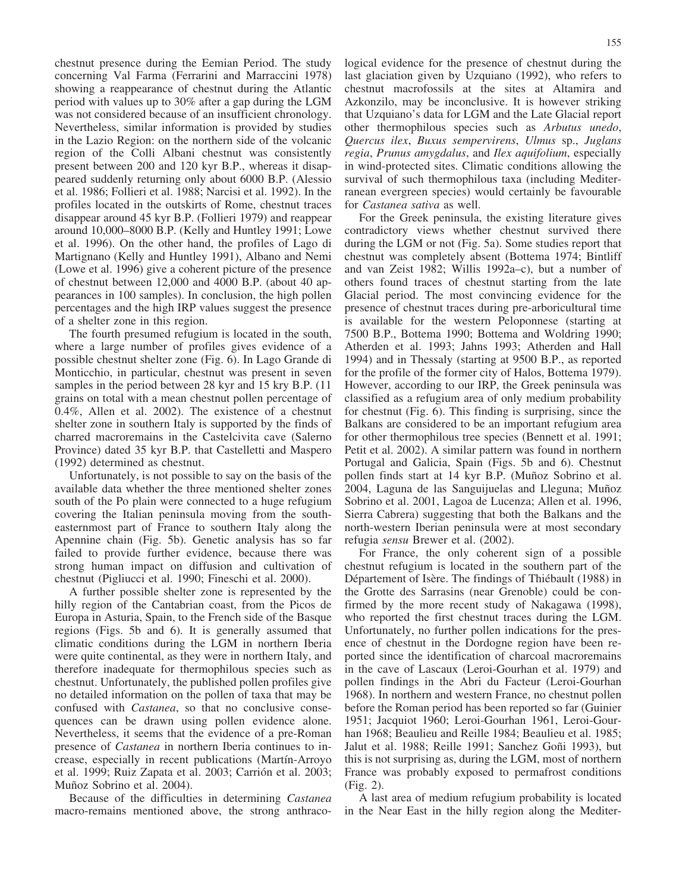chestnut presence during the Eemian Period. The study concerning Val Farma (Ferrarini and Marraccini 1978) showing a reappearance of chestnut during the Atlantic period with values up to 30% after a gap during the LGM was not considered because of an insufficient chronology. Nevertheless, similar information is provided by studies in the Lazio Region: on the northern side of the volcanic region of the Colli Albani chestnut was consistently present between 200 and 120 kyr B.P., whereas it disappeared suddenly returning only about 6000 B.P. (Alessio et al. 1986; Follieri et al. 1988; Narcisi et al. 1992). In the profiles located in the outskirts of Rome, chestnut traces disappear around 45 kyr B.P. (Follieri 1979) and reappear around 10,000–8000 B.P. (Kelly and Huntley 1991; Lowe et al. 1996). On the other hand, the profiles of Lago di Martignano (Kelly and Huntley 1991), Albano and Nemi (Lowe et al. 1996) give a coherent picture of the presence of chestnut between 12,000 and 4000 B.P. (about 40 appearances in 100 samples). In conclusion, the high pollen percentages and the high IRP values suggest the presence of a shelter zone in this region.

The fourth presumed refugium is located in the south, where a large number of profiles gives evidence of a possible chestnut shelter zone (Fig. 6). In Lago Grande di Monticchio, in particular, chestnut was present in seven samples in the period between 28 kyr and 15 kry B.P. (11 grains on total with a mean chestnut pollen percentage of 0.4%, Allen et al. 2002). The existence of a chestnut shelter zone in southern Italy is supported by the finds of charred macroremains in the Castelcivita cave (Salerno Province) dated 35 kyr B.P. that Castelletti and Maspero (1992) determined as chestnut.

Unfortunately, is not possible to say on the basis of the available data whether the three mentioned shelter zones south of the Po plain were connected to a huge refugium covering the Italian peninsula moving from the south-easternmost part of France to southern Italy along the Apennine chain (Fig. 5b). Genetic analysis has so far failed to provide further evidence, because there was strong human impact on diffusion and cultivation of chestnut (Pigliucci et al. 1990; Fineschi et al. 2000).

A further possible shelter zone is represented by the hilly region of the Cantabrian coast, from the Picos de Europa in Asturia, Spain, to the French side of the Basque regions (Figs. 5b and 6). It is generally assumed that climatic conditions during the LGM in northern Iberia were quite continental, as they were in northern Italy, and therefore inadequate for thermophilous species such as chestnut. Unfortunately, the published pollen profiles give no detailed information on the pollen of taxa that may be confused with *Castanea*, so that no conclusive consequences can be drawn using pollen evidence alone. Nevertheless, it seems that the evidence of a pre-Roman presence of *Castanea* in northern Iberia continues to increase, especially in recent publications (Martín-Arroyo et al. 1999; Ruiz Zapata et al. 2003; Carrión et al. 2003; Muñoz Sobrino et al. 2004).

Because of the difficulties in determining *Castanea* macro-remains mentioned above, the strong anthracological evidence for the presence of chestnut during the last glaciation given by Uzquiano (1992), who refers to chestnut macrofossils at the sites at Altamira and Azkonzilo, may be inconclusive. It is however striking that Uzquiano's data for LGM and the Late Glacial report other thermophilous species such as *Arbutus unedo*, *Quercus ilex*, *Buxus sempervirens*, *Ulmus* sp., *Juglans regia*, *Prunus amygdalus*, and *Ilex aquifolium*, especially in wind-protected sites. Climatic conditions allowing the survival of such thermophilous taxa (including Mediterranean evergreen species) would certainly be favourable for *Castanea sativa* as well.

For the Greek peninsula, the existing literature gives contradictory views whether chestnut survived there during the LGM or not (Fig. 5a). Some studies report that chestnut was completely absent (Bottema 1974; Bintliff and van Zeist 1982; Willis 1992a–c), but a number of others found traces of chestnut starting from the late Glacial period. The most convincing evidence for the presence of chestnut traces during pre-arboricultural time is available for the western Peloponnese (starting at 7500 B.P., Bottema 1990; Bottema and Woldring 1990; Atherden et al. 1993; Jahns 1993; Atherden and Hall 1994) and in Thessaly (starting at 9500 B.P., as reported for the profile of the former city of Halos, Bottema 1979). However, according to our IRP, the Greek peninsula was classified as a refugium area of only medium probability for chestnut (Fig. 6). This finding is surprising, since the Balkans are considered to be an important refugium area for other thermophilous tree species (Bennett et al. 1991; Petit et al. 2002). A similar pattern was found in northern Portugal and Galicia, Spain (Figs. 5b and 6). Chestnut pollen finds start at 14 kyr B.P. (Muñoz Sobrino et al. 2004, Laguna de las Sanguijuelas and Lleguna; Muñoz Sobrino et al. 2001, Lagoa de Lucenza; Allen et al. 1996, Sierra Cabrera) suggesting that both the Balkans and the north-western Iberian peninsula were at most secondary refugia *sensu* Brewer et al. (2002).

For France, the only coherent sign of a possible chestnut refugium is located in the southern part of the Département of Isère. The findings of Thiébault (1988) in the Grotte des Sarrasins (near Grenoble) could be confirmed by the more recent study of Nakagawa (1998), who reported the first chestnut traces during the LGM. Unfortunately, no further pollen indications for the presence of chestnut in the Dordogne region have been reported since the identification of charcoal macroremains in the cave of Lascaux (Leroi-Gourhan et al. 1979) and pollen findings in the Abri du Facteur (Leroi-Gourhan 1968). In northern and western France, no chestnut pollen before the Roman period has been reported so far (Guinier 1951; Jacquiot 1960; Leroi-Gourhan 1961, Leroi-Gourhan 1968; Beaulieu and Reille 1984; Beaulieu et al. 1985; Jalut et al. 1988; Reille 1991; Sanchez Goñi 1993), but this is not surprising as, during the LGM, most of northern France was probably exposed to permafrost conditions (Fig. 2).

A last area of medium refugium probability is located in the Near East in the hilly region along the Mediter-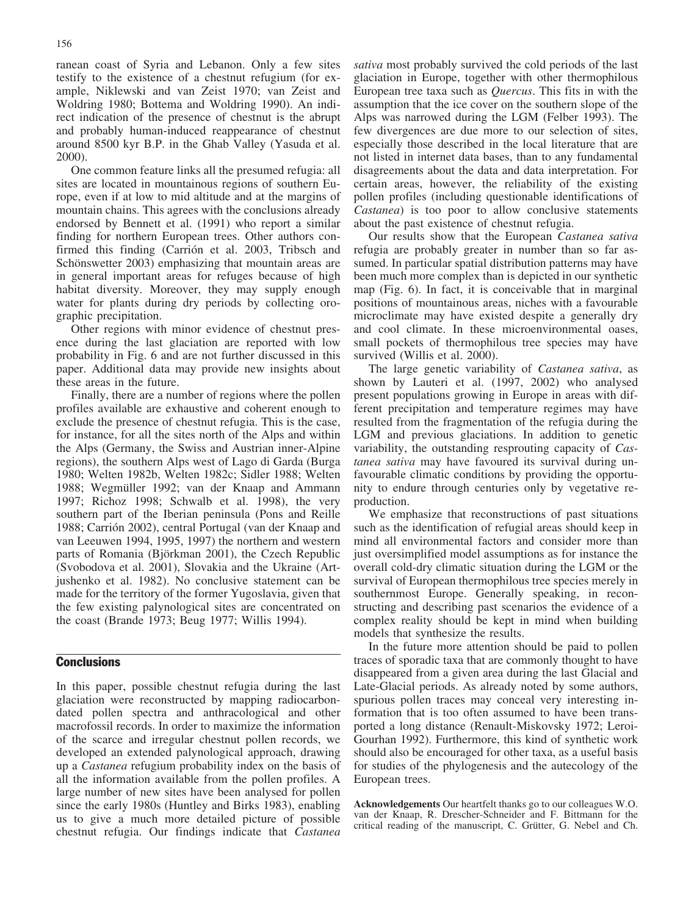ranean coast of Syria and Lebanon. Only a few sites testify to the existence of a chestnut refugium (for example, Niklewski and van Zeist 1970; van Zeist and Woldring 1980; Bottema and Woldring 1990). An indirect indication of the presence of chestnut is the abrupt and probably human-induced reappearance of chestnut around 8500 kyr B.P. in the Ghab Valley (Yasuda et al. 2000).

One common feature links all the presumed refugia: all sites are located in mountainous regions of southern Europe, even if at low to mid altitude and at the margins of mountain chains. This agrees with the conclusions already endorsed by Bennett et al. (1991) who report a similar finding for northern European trees. Other authors confirmed this finding (Carrión et al. 2003, Tribsch and Schönswetter 2003) emphasizing that mountain areas are in general important areas for refuges because of high habitat diversity. Moreover, they may supply enough water for plants during dry periods by collecting orographic precipitation.

Other regions with minor evidence of chestnut presence during the last glaciation are reported with low probability in Fig. 6 and are not further discussed in this paper. Additional data may provide new insights about these areas in the future.

Finally, there are a number of regions where the pollen profiles available are exhaustive and coherent enough to exclude the presence of chestnut refugia. This is the case, for instance, for all the sites north of the Alps and within the Alps (Germany, the Swiss and Austrian inner-Alpine regions), the southern Alps west of Lago di Garda (Burga 1980; Welten 1982b, Welten 1982c; Sidler 1988; Welten 1988; Wegmüller 1992; van der Knaap and Ammann 1997; Richoz 1998; Schwalb et al. 1998), the very southern part of the Iberian peninsula (Pons and Reille 1988; Carrión 2002), central Portugal (van der Knaap and van Leeuwen 1994, 1995, 1997) the northern and western parts of Romania (Björkman 2001), the Czech Republic (Svobodova et al. 2001), Slovakia and the Ukraine (Artjushenko et al. 1982). No conclusive statement can be made for the territory of the former Yugoslavia, given that the few existing palynological sites are concentrated on the coast (Brande 1973; Beug 1977; Willis 1994).

## Conclusions

In this paper, possible chestnut refugia during the last glaciation were reconstructed by mapping radiocarbon-dated pollen spectra and anthracological and other macrofossil records. In order to maximize the information of the scarce and irregular chestnut pollen records, we developed an extended palynological approach, drawing up a *Castanea* refugium probability index on the basis of all the information available from the pollen profiles. A large number of new sites have been analysed for pollen since the early 1980s (Huntley and Birks 1983), enabling us to give a much more detailed picture of possible chestnut refugia. Our findings indicate that *Castanea sativa* most probably survived the cold periods of the last glaciation in Europe, together with other thermophilous European tree taxa such as *Quercus*. This fits in with the assumption that the ice cover on the southern slope of the Alps was narrowed during the LGM (Felber 1993). The few divergences are due more to our selection of sites, especially those described in the local literature that are not listed in internet data bases, than to any fundamental disagreements about the data and data interpretation. For certain areas, however, the reliability of the existing pollen profiles (including questionable identifications of *Castanea*) is too poor to allow conclusive statements about the past existence of chestnut refugia.

Our results show that the European *Castanea sativa* refugia are probably greater in number than so far assumed. In particular spatial distribution patterns may have been much more complex than is depicted in our synthetic map (Fig. 6). In fact, it is conceivable that in marginal positions of mountainous areas, niches with a favourable microclimate may have existed despite a generally dry and cool climate. In these microenvironmental oases, small pockets of thermophilous tree species may have survived (Willis et al. 2000).

The large genetic variability of *Castanea sativa*, as shown by Lauteri et al. (1997, 2002) who analysed present populations growing in Europe in areas with different precipitation and temperature regimes may have resulted from the fragmentation of the refugia during the LGM and previous glaciations. In addition to genetic variability, the outstanding resprouting capacity of *Castanea sativa* may have favoured its survival during unfavourable climatic conditions by providing the opportunity to endure through centuries only by vegetative reproduction.

We emphasize that reconstructions of past situations such as the identification of refugial areas should keep in mind all environmental factors and consider more than just oversimplified model assumptions as for instance the overall cold-dry climatic situation during the LGM or the survival of European thermophilous tree species merely in southernmost Europe. Generally speaking, in reconstructing and describing past scenarios the evidence of a complex reality should be kept in mind when building models that synthesize the results.

In the future more attention should be paid to pollen traces of sporadic taxa that are commonly thought to have disappeared from a given area during the last Glacial and Late-Glacial periods. As already noted by some authors, spurious pollen traces may conceal very interesting information that is too often assumed to have been transported a long distance (Renault-Miskovsky 1972; Leroi-Gourhan 1992). Furthermore, this kind of synthetic work should also be encouraged for other taxa, as a useful basis for studies of the phylogenesis and the autecology of the European trees.

**Acknowledgements** Our heartfelt thanks go to our colleagues W.O. van der Knaap, R. Drescher-Schneider and F. Bittmann for the critical reading of the manuscript, C. Grütter, G. Nebel and Ch.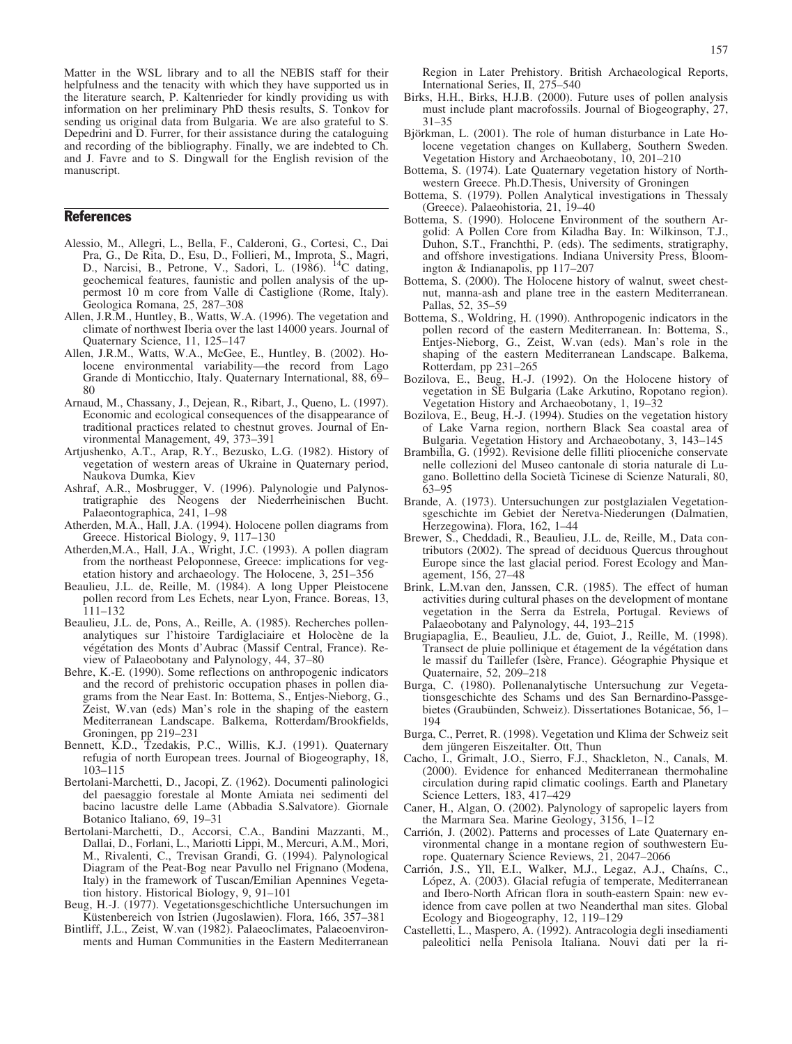Matter in the WSL library and to all the NEBIS staff for their helpfulness and the tenacity with which they have supported us in the literature search, P. Kaltenrieder for kindly providing us with information on her preliminary PhD thesis results, S. Tonkov for sending us original data from Bulgaria. We are also grateful to S. Depedrini and D. Furrer, for their assistance during the cataloguing and recording of the bibliography. Finally, we are indebted to Ch. and J. Favre and to S. Dingwall for the English revision of the manuscript.

## References

Alessio, M., Allegri, L., Bella, F., Calderoni, G., Cortesi, C., Dai Pra, G., De Rita, D., Esu, D., Follieri, M., Improta, S., Magri, D., Narcisi, B., Petrone, V., Sadori, L. (1986). $^{14}$C dating, geochemical features, faunistic and pollen analysis of the uppermost 10 m core from Valle di Castiglione (Rome, Italy). Geologica Romana, 25, 287–308

Allen, J.R.M., Huntley, B., Watts, W.A. (1996). The vegetation and climate of northwest Iberia over the last 14000 years. Journal of Quaternary Science, 11, 125–147

Allen, J.R.M., Watts, W.A., McGee, E., Huntley, B. (2002). Holocene environmental variability—the record from Lago Grande di Monticchio, Italy. Quaternary International, 88, 69–80

Arnaud, M., Chassany, J., Dejean, R., Ribart, J., Queno, L. (1997). Economic and ecological consequences of the disappearance of traditional practices related to chestnut groves. Journal of Environmental Management, 49, 373–391

Artjushenko, A.T., Arap, R.Y., Bezusko, L.G. (1982). History of vegetation of western areas of Ukraine in Quaternary period, Naukova Dumka, Kiev

Ashraf, A.R., Mosbrugger, V. (1996). Palynologie und Palynostratigraphie des Neogens der Niederrheinischen Bucht. Palaeontographica, 241, 1–98

Atherden, M.A., Hall, J.A. (1994). Holocene pollen diagrams from Greece. Historical Biology, 9, 117–130

Atherden,M.A., Hall, J.A., Wright, J.C. (1993). A pollen diagram from the northeast Peloponnese, Greece: implications for vegetation history and archaeology. The Holocene, 3, 251–356

Beaulieu, J.L. de, Reille, M. (1984). A long Upper Pleistocene pollen record from Les Echets, near Lyon, France. Boreas, 13, 111–132

Beaulieu, J.L. de, Pons, A., Reille, A. (1985). Recherches pollenanalytiques sur l'histoire Tardiglaciaire et Holocène de la végétation des Monts d'Aubrac (Massif Central, France). Review of Palaeobotany and Palynology, 44, 37–80

Behre, K.-E. (1990). Some reflections on anthropogenic indicators and the record of prehistoric occupation phases in pollen diagrams from the Near East. In: Bottema, S., Entjes-Nieborg, G., Zeist, W.van (eds) Man's role in the shaping of the eastern Mediterranean Landscape. Balkema, Rotterdam/Brookfields, Groningen, pp 219–231

Bennett, K.D., Tzedakis, P.C., Willis, K.J. (1991). Quaternary refugia of north European trees. Journal of Biogeography, 18, 103–115

Bertolani-Marchetti, D., Jacopi, Z. (1962). Documenti palinologici del paesaggio forestale al Monte Amiata nei sedimenti del bacino lacustre delle Lame (Abbadia S.Salvatore). Giornale Botanico Italiano, 69, 19–31

Bertolani-Marchetti, D., Accorsi, C.A., Bandini Mazzanti, M., Dallai, D., Forlani, L., Mariotti Lippi, M., Mercuri, A.M., Mori, M., Rivalenti, C., Trevisan Grandi, G. (1994). Palynological Diagram of the Peat-Bog near Pavullo nel Frignano (Modena, Italy) in the framework of Tuscan/Emilian Apennines Vegetation history. Historical Biology, 9, 91–101

Beug, H.-J. (1977). Vegetationsgeschichtliche Untersuchungen im Küstenbereich von Istrien (Jugoslawien). Flora, 166, 357–381

Bintliff, J.L., Zeist, W.van (1982). Palaeoclimates, Palaeoenvironments and Human Communities in the Eastern Mediterranean Region in Later Prehistory. British Archaeological Reports, International Series, II, 275–540

Birks, H.H., Birks, H.J.B. (2000). Future uses of pollen analysis must include plant macrofossils. Journal of Biogeography, 27, 31–35

Björkman, L. (2001). The role of human disturbance in Late Holocene vegetation changes on Kullaberg, Southern Sweden. Vegetation History and Archaeobotany, 10, 201–210

Bottema, S. (1974). Late Quaternary vegetation history of Northwestern Greece. Ph.D.Thesis, University of Groningen

Bottema, S. (1979). Pollen Analytical investigations in Thessaly (Greece). Palaeohistoria, 21, 19–40

Bottema, S. (1990). Holocene Environment of the southern Argolid: A Pollen Core from Kiladha Bay. In: Wilkinson, T.J., Duhon, S.T., Franchthi, P. (eds). The sediments, stratigraphy, and offshore investigations. Indiana University Press, Bloomington & Indianapolis, pp 117–207

Bottema, S. (2000). The Holocene history of walnut, sweet chestnut, manna-ash and plane tree in the eastern Mediterranean. Pallas, 52, 35–59

Bottema, S., Woldring, H. (1990). Anthropogenic indicators in the pollen record of the eastern Mediterranean. In: Bottema, S., Entjes-Nieborg, G., Zeist, W.van (eds). Man's role in the shaping of the eastern Mediterranean Landscape. Balkema, Rotterdam, pp 231–265

Bozilova, E., Beug, H.-J. (1992). On the Holocene history of vegetation in SE Bulgaria (Lake Arkutino, Ropotano region). Vegetation History and Archaeobotany, 1, 19–32

Bozilova, E., Beug, H.-J. (1994). Studies on the vegetation history of Lake Varna region, northern Black Sea coastal area of Bulgaria. Vegetation History and Archaeobotany, 3, 143–145

Brambilla, G. (1992). Revisione delle filliti plioceniche conservate nelle collezioni del Museo cantonale di storia naturale di Lugano. Bollettino della Società Ticinese di Scienze Naturali, 80, 63–95

Brande, A. (1973). Untersuchungen zur postglazialen Vegetationsgeschichte im Gebiet der Neretva-Niederungen (Dalmatien, Herzegowina). Flora, 162, 1–44

Brewer, S., Cheddadi, R., Beaulieu, J.L. de, Reille, M., Data contributors (2002). The spread of deciduous Quercus throughout Europe since the last glacial period. Forest Ecology and Management, 156, 27–48

Brink, L.M.van den, Janssen, C.R. (1985). The effect of human activities during cultural phases on the development of montane vegetation in the Serra da Estrela, Portugal. Reviews of Palaeobotany and Palynology, 44, 193–215

Brugiapaglia, E., Beaulieu, J.L. de, Guiot, J., Reille, M. (1998). Transect de pluie pollinique et étagement de la végétation dans le massif du Taillefer (Isère, France). Géographie Physique et Quaternaire, 52, 209–218

Burga, C. (1980). Pollenanalytische Untersuchung zur Vegetationsgeschichte des Schams und des San Bernardino-Passgebietes (Graubünden, Schweiz). Dissertationes Botanicae, 56, 1–194

Burga, C., Perret, R. (1998). Vegetation und Klima der Schweiz seit dem jüngeren Eiszeitalter. Ott, Thun

Cacho, I., Grimalt, J.O., Sierro, F.J., Shackleton, N., Canals, M. (2000). Evidence for enhanced Mediterranean thermohaline circulation during rapid climatic coolings. Earth and Planetary Science Letters, 183, 417–429

Caner, H., Algan, O. (2002). Palynology of sapropelic layers from the Marmara Sea. Marine Geology, 3156, 1–12

Carrión, J. (2002). Patterns and processes of Late Quaternary environmental change in a montane region of southwestern Europe. Quaternary Science Reviews, 21, 2047–2066

Carrión, J.S., Yll, E.I., Walker, M.J., Legaz, A.J., Chaíns, C., López, A. (2003). Glacial refugia of temperate, Mediterranean and Ibero-North African flora in south-eastern Spain: new evidence from cave pollen at two Neanderthal man sites. Global Ecology and Biogeography, 12, 119–129

Castelletti, L., Maspero, A. (1992). Antracologia degli insediamenti paleolitici nella Penisola Italiana. Nouvi dati per la ri-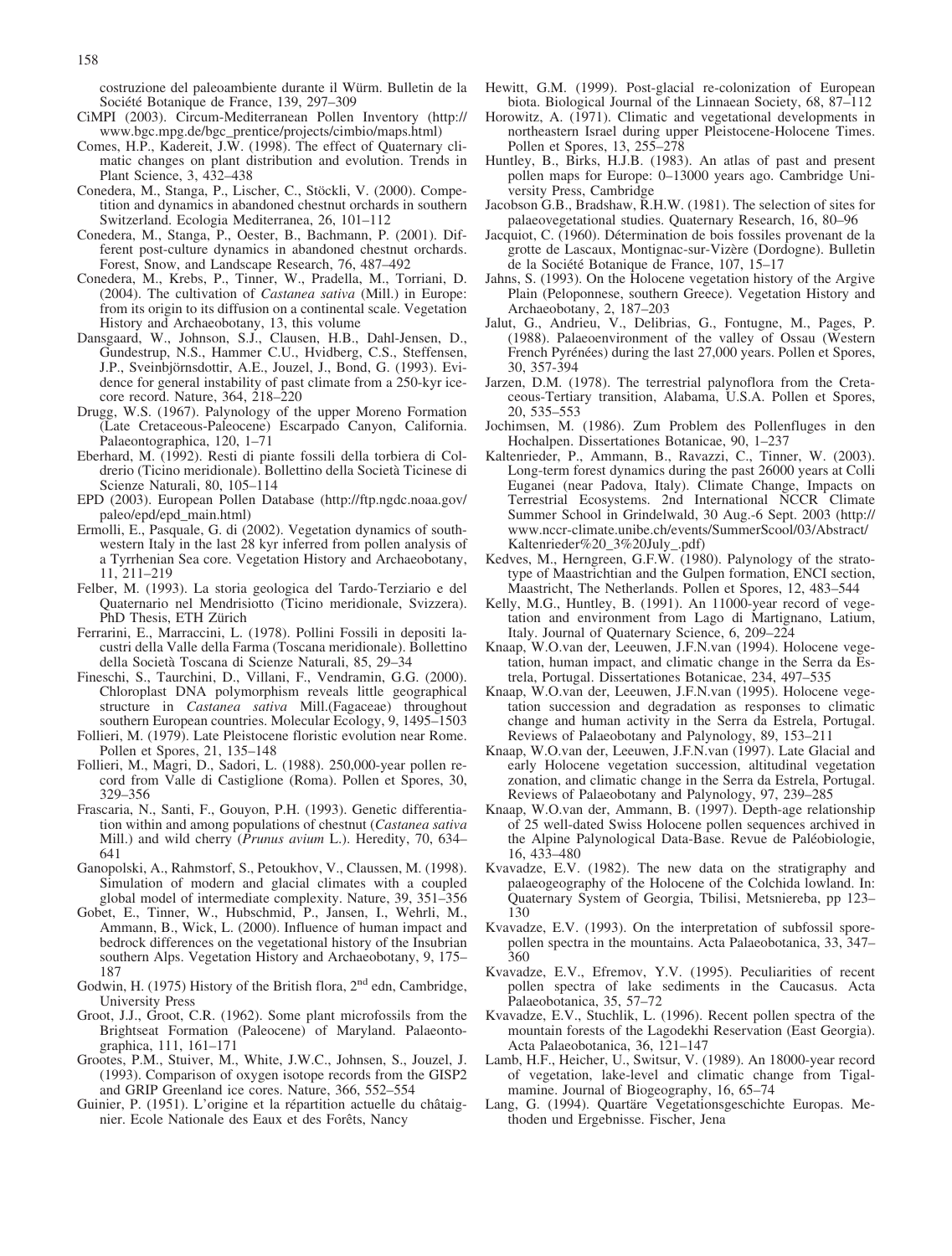costruzione del paleoambiente durante il Würm. Bulletin de la Société Botanique de France, 139, 297–309

CiMPI (2003). Circum-Mediterranean Pollen Inventory (http://www.bgc.mpg.de/bgc_prentice/projects/cimbio/maps.html)

Comes, H.P., Kadereit, J.W. (1998). The effect of Quaternary climatic changes on plant distribution and evolution. Trends in Plant Science, 3, 432–438

Conedera, M., Stanga, P., Lischer, C., Stöckli, V. (2000). Competition and dynamics in abandoned chestnut orchards in southern Switzerland. Ecologia Mediterranea, 26, 101–112

Conedera, M., Stanga, P., Oester, B., Bachmann, P. (2001). Different post-culture dynamics in abandoned chestnut orchards. Forest, Snow, and Landscape Research, 76, 487–492

Conedera, M., Krebs, P., Tinner, W., Pradella, M., Torriani, D. (2004). The cultivation of *Castanea sativa* (Mill.) in Europe: from its origin to its diffusion on a continental scale. Vegetation History and Archaeobotany, 13, this volume

Dansgaard, W., Johnson, S.J., Clausen, H.B., Dahl-Jensen, D., Gundestrup, N.S., Hammer C.U., Hvidberg, C.S., Steffensen, J.P., Sveinbjörnsdottir, A.E., Jouzel, J., Bond, G. (1993). Evidence for general instability of past climate from a 250-kyr ice-core record. Nature, 364, 218–220

Drugg, W.S. (1967). Palynology of the upper Moreno Formation (Late Cretaceous-Paleocene) Escarpado Canyon, California. Palaeontographica, 120, 1–71

Eberhard, M. (1992). Resti di piante fossili della torbiera di Coldrerio (Ticino meridionale). Bollettino della Società Ticinese di Scienze Naturali, 80, 105–114

EPD (2003). European Pollen Database (http://ftp.ngdc.noaa.gov/paleo/epd/epd_main.html)

Ermolli, E., Pasquale, G. di (2002). Vegetation dynamics of southwestern Italy in the last 28 kyr inferred from pollen analysis of a Tyrrhenian Sea core. Vegetation History and Archaeobotany, 11, 211–219

Felber, M. (1993). La storia geologica del Tardo-Terziario e del Quaternario nel Mendrisiotto (Ticino meridionale, Svizzera). PhD Thesis, ETH Zürich

Ferrarini, E., Marraccini, L. (1978). Pollini Fossili in depositi lacustri della Valle della Farma (Toscana meridionale). Bollettino della Società Toscana di Scienze Naturali, 85, 29–34

Fineschi, S., Taurchini, D., Villani, F., Vendramin, G.G. (2000). Chloroplast DNA polymorphism reveals little geographical structure in *Castanea sativa* Mill.(Fagaceae) throughout southern European countries. Molecular Ecology, 9, 1495–1503

Follieri, M. (1979). Late Pleistocene floristic evolution near Rome. Pollen et Spores, 21, 135–148

Follieri, M., Magri, D., Sadori, L. (1988). 250,000-year pollen record from Valle di Castiglione (Roma). Pollen et Spores, 30, 329–356

Frascaria, N., Santi, F., Gouyon, P.H. (1993). Genetic differentiation within and among populations of chestnut (*Castanea sativa* Mill.) and wild cherry (*Prunus avium* L.). Heredity, 70, 634–641

Ganopolski, A., Rahmstorf, S., Petoukhov, V., Claussen, M. (1998). Simulation of modern and glacial climates with a coupled global model of intermediate complexity. Nature, 39, 351–356

Gobet, E., Tinner, W., Hubschmid, P., Jansen, I., Wehrli, M., Ammann, B., Wick, L. (2000). Influence of human impact and bedrock differences on the vegetational history of the Insubrian southern Alps. Vegetation History and Archaeobotany, 9, 175–187

Godwin, H. (1975) History of the British flora, 2nd edn, Cambridge, University Press

Groot, J.J., Groot, C.R. (1962). Some plant microfossils from the Brightseat Formation (Paleocene) of Maryland. Palaeontographica, 111, 161–171

Grootes, P.M., Stuiver, M., White, J.W.C., Johnsen, S., Jouzel, J. (1993). Comparison of oxygen isotope records from the GISP2 and GRIP Greenland ice cores. Nature, 366, 552–554

Guinier, P. (1951). L'origine et la répartition actuelle du châtaignier. Ecole Nationale des Eaux et des Forêts, Nancy

Hewitt, G.M. (1999). Post-glacial re-colonization of European biota. Biological Journal of the Linnaean Society, 68, 87–112

Horowitz, A. (1971). Climatic and vegetational developments in northeastern Israel during upper Pleistocene-Holocene Times. Pollen et Spores, 13, 255–278

Huntley, B., Birks, H.J.B. (1983). An atlas of past and present pollen maps for Europe: 0–13000 years ago. Cambridge University Press, Cambridge

Jacobson G.B., Bradshaw, R.H.W. (1981). The selection of sites for palaeovegetational studies. Quaternary Research, 16, 80–96

Jacquiot, C. (1960). Détermination de bois fossiles provenant de la grotte de Lascaux, Montignac-sur-Vizère (Dordogne). Bulletin de la Société Botanique de France, 107, 15–17

Jahns, S. (1993). On the Holocene vegetation history of the Argive Plain (Peloponnese, southern Greece). Vegetation History and Archaeobotany, 2, 187–203

Jalut, G., Andrieu, V., Delibrias, G., Fontugne, M., Pages, P. (1988). Palaeoenvironment of the valley of Ossau (Western French Pyrénées) during the last 27,000 years. Pollen et Spores, 30, 357-394

Jarzen, D.M. (1978). The terrestrial palynoflora from the Cretaceous-Tertiary transition, Alabama, U.S.A. Pollen et Spores, 20, 535–553

Jochimsen, M. (1986). Zum Problem des Pollenfluges in den Hochalpen. Dissertationes Botanicae, 90, 1–237

Kaltenrieder, P., Ammann, B., Ravazzi, C., Tinner, W. (2003). Long-term forest dynamics during the past 26000 years at Colli Euganei (near Padova, Italy). Climate Change, Impacts on Terrestrial Ecosystems. 2nd International NCCR Climate Summer School in Grindelwald, 30 Aug.-6 Sept. 2003 (http://www.nccr-climate.unibe.ch/events/SummerScool/03/Abstract/Kaltenrieder%20_3%20July_.pdf)

Kedves, M., Herngreen, G.F.W. (1980). Palynology of the stratotype of Maastrichtian and the Gulpen formation, ENCI section, Maastricht, The Netherlands. Pollen et Spores, 12, 483–544

Kelly, M.G., Huntley, B. (1991). An 11000-year record of vegetation and environment from Lago di Martignano, Latium, Italy. Journal of Quaternary Science, 6, 209–224

Knaap, W.O.van der, Leeuwen, J.F.N.van (1994). Holocene vegetation, human impact, and climatic change in the Serra da Estrela, Portugal. Dissertationes Botanicae, 234, 497–535

Knaap, W.O.van der, Leeuwen, J.F.N.van (1995). Holocene vegetation succession and degradation as responses to climatic change and human activity in the Serra da Estrela, Portugal. Reviews of Palaeobotany and Palynology, 89, 153–211

Knaap, W.O.van der, Leeuwen, J.F.N.van (1997). Late Glacial and early Holocene vegetation succession, altitudinal vegetation zonation, and climatic change in the Serra da Estrela, Portugal. Reviews of Palaeobotany and Palynology, 97, 239–285

Knaap, W.O.van der, Ammann, B. (1997). Depth-age relationship of 25 well-dated Swiss Holocene pollen sequences archived in the Alpine Palynological Data-Base. Revue de Paléobiologie, 16, 433–480

Kvavadze, E.V. (1982). The new data on the stratigraphy and palaeogeography of the Holocene of the Colchida lowland. In: Quaternary System of Georgia, Tbilisi, Metsniereba, pp 123–130

Kvavadze, E.V. (1993). On the interpretation of subfossil spore-pollen spectra in the mountains. Acta Palaeobotanica, 33, 347–360

Kvavadze, E.V., Efremov, Y.V. (1995). Peculiarities of recent pollen spectra of lake sediments in the Caucasus. Acta Palaeobotanica, 35, 57–72

Kvavadze, E.V., Stuchlik, L. (1996). Recent pollen spectra of the mountain forests of the Lagodekhi Reservation (East Georgia). Acta Palaeobotanica, 36, 121–147

Lamb, H.F., Heicher, U., Switsur, V. (1989). An 18000-year record of vegetation, lake-level and climatic change from Tigalmamine. Journal of Biogeography, 16, 65–74

Lang, G. (1994). Quartäre Vegetationsgeschichte Europas. Methoden und Ergebnisse. Fischer, Jena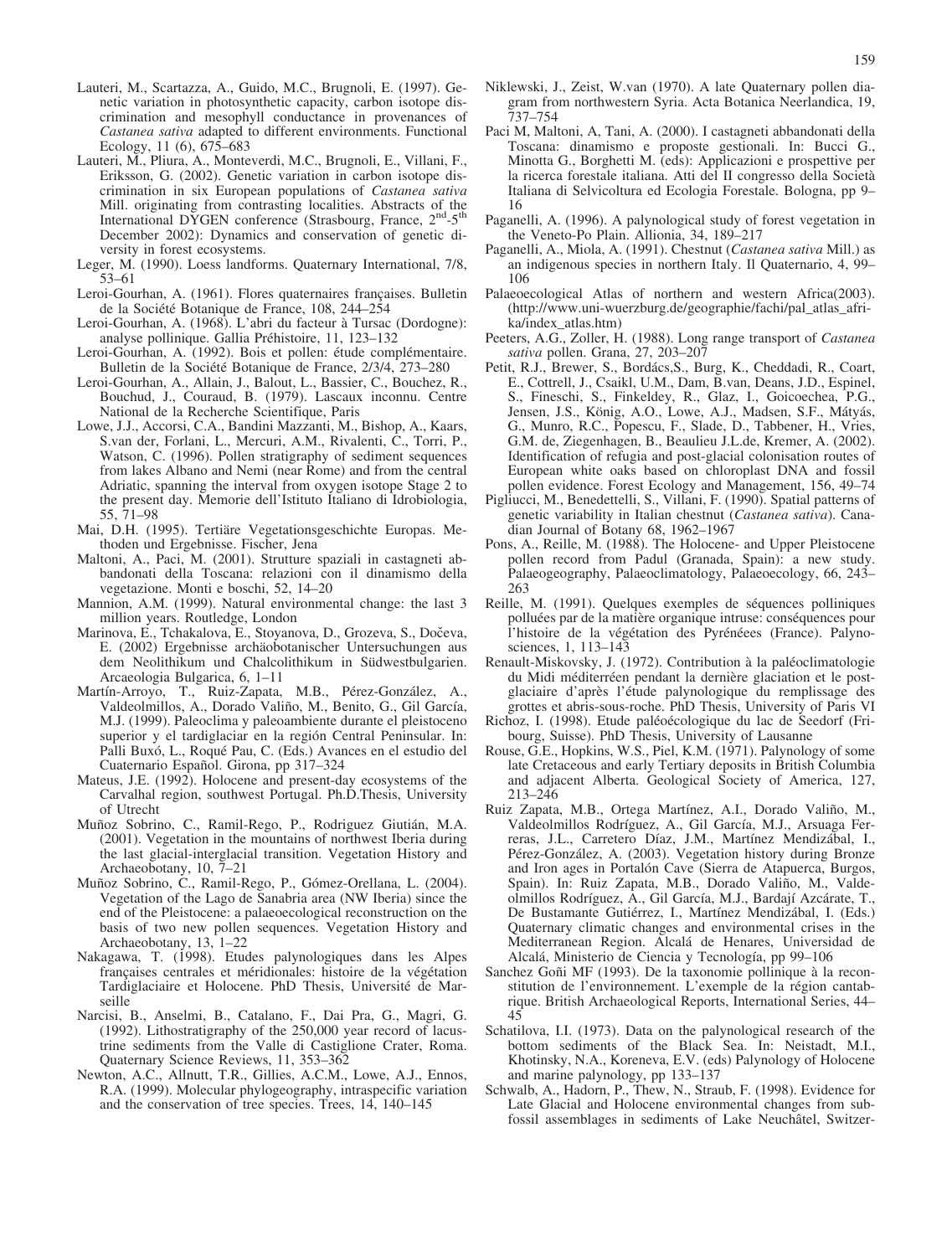Lauteri, M., Scartazza, A., Guido, M.C., Brugnoli, E. (1997). Genetic variation in photosynthetic capacity, carbon isotope discrimination and mesophyll conductance in provenances of *Castanea sativa* adapted to different environments. Functional Ecology, 11 (6), 675–683

Lauteri, M., Pliura, A., Monteverdi, M.C., Brugnoli, E., Villani, F., Eriksson, G. (2002). Genetic variation in carbon isotope discrimination in six European populations of *Castanea sativa* Mill. originating from contrasting localities. Abstracts of the International DYGEN conference (Strasbourg, France, 2nd-5th December 2002): Dynamics and conservation of genetic diversity in forest ecosystems.

Leger, M. (1990). Loess landforms. Quaternary International, 7/8, 53–61

Leroi-Gourhan, A. (1961). Flores quaternaires françaises. Bulletin de la Société Botanique de France, 108, 244–254

Leroi-Gourhan, A. (1968). L'abri du facteur à Tursac (Dordogne): analyse pollinique. Gallia Préhistoire, 11, 123–132

Leroi-Gourhan, A. (1992). Bois et pollen: étude complémentaire. Bulletin de la Société Botanique de France, 2/3/4, 273–280

Leroi-Gourhan, A., Allain, J., Balout, L., Bassier, C., Bouchez, R., Bouchud, J., Couraud, B. (1979). Lascaux inconnu. Centre National de la Recherche Scientifique, Paris

Lowe, J.J., Accorsi, C.A., Bandini Mazzanti, M., Bishop, A., Kaars, S.van der, Forlani, L., Mercuri, A.M., Rivalenti, C., Torri, P., Watson, C. (1996). Pollen stratigraphy of sediment sequences from lakes Albano and Nemi (near Rome) and from the central Adriatic, spanning the interval from oxygen isotope Stage 2 to the present day. Memorie dell'Istituto Italiano di Idrobiologia, 55, 71–98

Mai, D.H. (1995). Tertiäre Vegetationsgeschichte Europas. Methoden und Ergebnisse. Fischer, Jena

Maltoni, A., Paci, M. (2001). Strutture spaziali in castagneti abbandonati della Toscana: relazioni con il dinamismo della vegetazione. Monti e boschi, 52, 14–20

Mannion, A.M. (1999). Natural environmental change: the last 3 million years. Routledge, London

Marinova, E., Tchakalova, E., Stoyanova, D., Grozeva, S., Dočeva, E. (2002) Ergebnisse archäobotanischer Untersuchungen aus dem Neolithikum und Chalcolithikum in Südwestbulgarien. Arcaeologia Bulgarica, 6, 1–11

Martín-Arroyo, T., Ruiz-Zapata, M.B., Pérez-González, A., Valdeolmillos, A., Dorado Valiño, M., Benito, G., Gil García, M.J. (1999). Paleoclima y paleoambiente durante el pleistoceno superior y el tardiglaciar en la región Central Peninsular. In: Palli Buxó, L., Roqué Pau, C. (Eds.) Avances en el estudio del Cuaternario Español. Girona, pp 317–324

Mateus, J.E. (1992). Holocene and present-day ecosystems of the Carvalhal region, southwest Portugal. Ph.D.Thesis, University of Utrecht

Muñoz Sobrino, C., Ramil-Rego, P., Rodriguez Giutián, M.A. (2001). Vegetation in the mountains of northwest Iberia during the last glacial-interglacial transition. Vegetation History and Archaeobotany, 10, 7–21

Muñoz Sobrino, C., Ramil-Rego, P., Gómez-Orellana, L. (2004). Vegetation of the Lago de Sanabria area (NW Iberia) since the end of the Pleistocene: a palaeoecological reconstruction on the basis of two new pollen sequences. Vegetation History and Archaeobotany, 13, 1–22

Nakagawa, T. (1998). Etudes palynologiques dans les Alpes françaises centrales et méridionales: histoire de la végétation Tardiglaciaire et Holocene. PhD Thesis, Université de Marseille

Narcisi, B., Anselmi, B., Catalano, F., Dai Pra, G., Magri, G. (1992). Lithostratigraphy of the 250,000 year record of lacustrine sediments from the Valle di Castiglione Crater, Roma. Quaternary Science Reviews, 11, 353–362

Newton, A.C., Allnutt, T.R., Gillies, A.C.M., Lowe, A.J., Ennos, R.A. (1999). Molecular phylogeography, intraspecific variation and the conservation of tree species. Trees, 14, 140–145

Niklewski, J., Zeist, W.van (1970). A late Quaternary pollen diagram from northwestern Syria. Acta Botanica Neerlandica, 19, 737–754

Paci M, Maltoni, A, Tani, A. (2000). I castagneti abbandonati della Toscana: dinamismo e proposte gestionali. In: Bucci G., Minotta G., Borghetti M. (eds): Applicazioni e prospettive per la ricerca forestale italiana. Atti del II congresso della Società Italiana di Selvicoltura ed Ecologia Forestale. Bologna, pp 9–16

Paganelli, A. (1996). A palynological study of forest vegetation in the Veneto-Po Plain. Allionia, 34, 189–217

Paganelli, A., Miola, A. (1991). Chestnut (*Castanea sativa* Mill.) as an indigenous species in northern Italy. Il Quaternario, 4, 99–106

Palaeoecological Atlas of northern and western Africa(2003). (http://www.uni-wuerzburg.de/geographie/fachi/pal_atlas_afrika/index_atlas.htm)

Peeters, A.G., Zoller, H. (1988). Long range transport of *Castanea sativa* pollen. Grana, 27, 203–207

Petit, R.J., Brewer, S., Bordács,S., Burg, K., Cheddadi, R., Coart, E., Cottrell, J., Csaikl, U.M., Dam, B.van, Deans, J.D., Espinel, S., Fineschi, S., Finkeldey, R., Glaz, I., Goicoechea, P.G., Jensen, J.S., König, A.O., Lowe, A.J., Madsen, S.F., Mátyás, G., Munro, R.C., Popescu, F., Slade, D., Tabbener, H., Vries, G.M. de, Ziegenhagen, B., Beaulieu J.L.de, Kremer, A. (2002). Identification of refugia and post-glacial colonisation routes of European white oaks based on chloroplast DNA and fossil pollen evidence. Forest Ecology and Management, 156, 49–74

Pigliucci, M., Benedettelli, S., Villani, F. (1990). Spatial patterns of genetic variability in Italian chestnut (*Castanea sativa*). Canadian Journal of Botany 68, 1962–1967

Pons, A., Reille, M. (1988). The Holocene- and Upper Pleistocene pollen record from Padul (Granada, Spain): a new study. Palaeogeography, Palaeoclimatology, Palaeoecology, 66, 243–263

Reille, M. (1991). Quelques exemples de séquences polliniques polluées par de la matière organique intruse: conséquences pour l'histoire de la végétation des Pyrénéees (France). Palynosciences, 1, 113–143

Renault-Miskovsky, J. (1972). Contribution à la paléoclimatologie du Midi méditerréen pendant la dernière glaciation et le postglaciaire d'après l'étude palynologique du remplissage des grottes et abris-sous-roche. PhD Thesis, University of Paris VI

Richoz, I. (1998). Etude paléoécologique du lac de Seedorf (Fribourg, Suisse). PhD Thesis, University of Lausanne

Rouse, G.E., Hopkins, W.S., Piel, K.M. (1971). Palynology of some late Cretaceous and early Tertiary deposits in British Columbia and adjacent Alberta. Geological Society of America, 127, 213–246

Ruiz Zapata, M.B., Ortega Martínez, A.I., Dorado Valiño, M., Valdeolmillos Rodríguez, A., Gil García, M.J., Arsuaga Ferreras, J.L., Carretero Díaz, J.M., Martínez Mendizábal, I., Pérez-González, A. (2003). Vegetation history during Bronze and Iron ages in Portalón Cave (Sierra de Atapuerca, Burgos, Spain). In: Ruiz Zapata, M.B., Dorado Valiño, M., Valdeolmillos Rodríguez, A., Gil García, M.J., Bardají Azcárate, T., De Bustamante Gutiérrez, I., Martínez Mendizábal, I. (Eds.) Quaternary climatic changes and environmental crises in the Mediterranean Region. Alcalá de Henares, Universidad de Alcalá, Ministerio de Ciencia y Tecnología, pp 99–106

Sanchez Goñi MF (1993). De la taxonomie pollinique à la reconstitution de l'environnement. L'exemple de la région cantabrique. British Archaeological Reports, International Series, 44–45

Schatilova, I.I. (1973). Data on the palynological research of the bottom sediments of the Black Sea. In: Neistadt, M.I., Khotinsky, N.A., Koreneva, E.V. (eds) Palynology of Holocene and marine palynology, pp 133–137

Schwalb, A., Hadorn, P., Thew, N., Straub, F. (1998). Evidence for Late Glacial and Holocene environmental changes from subfossil assemblages in sediments of Lake Neuchâtel, Switzer-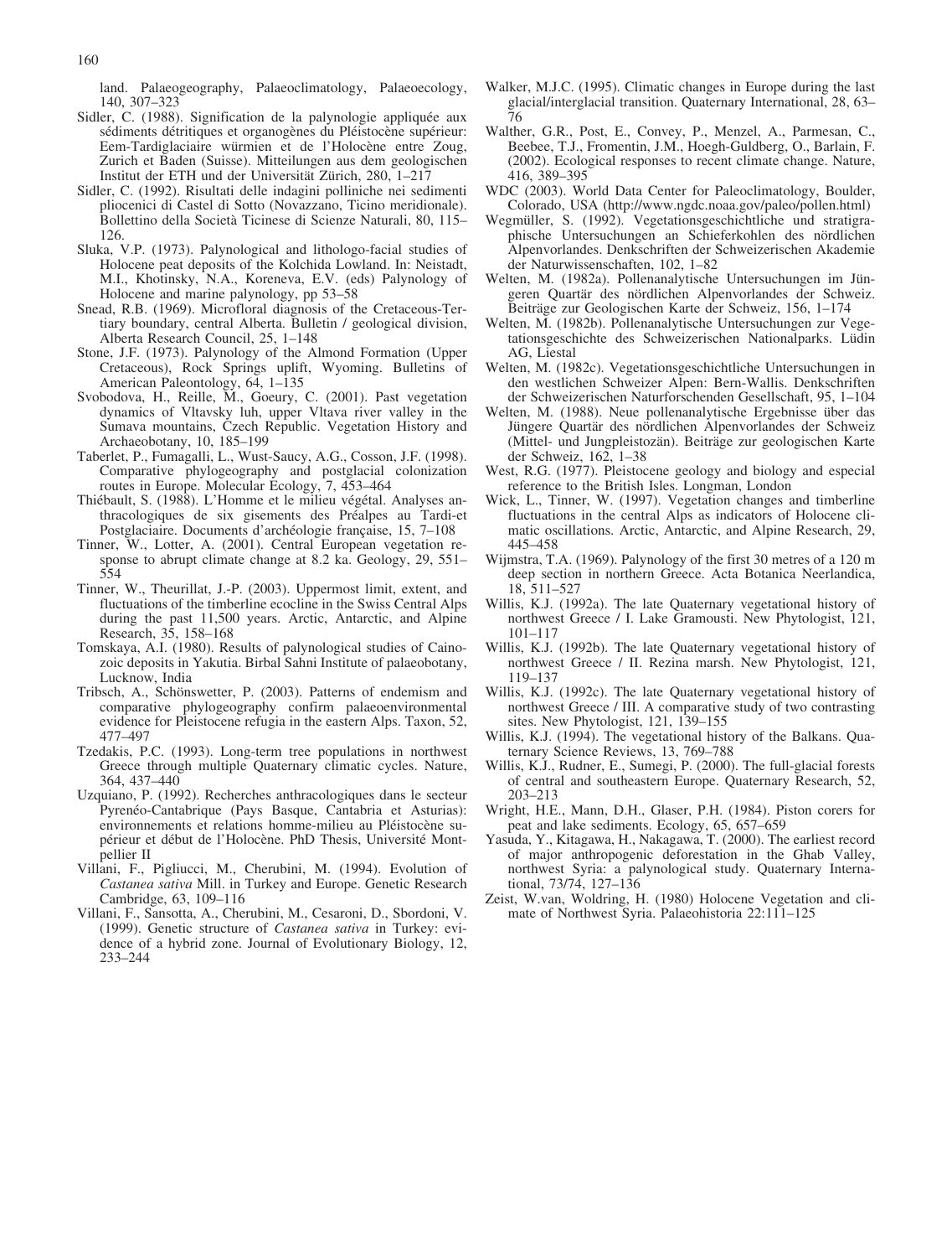land. Palaeogeography, Palaeoclimatology, Palaeoecology, 140, 307–323

Sidler, C. (1988). Signification de la palynologie appliquée aux sédiments détritiques et organogènes du Pléistocène supérieur: Eem-Tardiglaciaire würmien et de l'Holocène entre Zoug, Zurich et Baden (Suisse). Mitteilungen aus dem geologischen Institut der ETH und der Universität Zürich, 280, 1–217

Sidler, C. (1992). Risultati delle indagini polliniche nei sedimenti pliocenici di Castel di Sotto (Novazzano, Ticino meridionale). Bollettino della Società Ticinese di Scienze Naturali, 80, 115–126.

Sluka, V.P. (1973). Palynological and lithologo-facial studies of Holocene peat deposits of the Kolchida Lowland. In: Neistadt, M.I., Khotinsky, N.A., Koreneva, E.V. (eds) Palynology of Holocene and marine palynology, pp 53–58

Snead, R.B. (1969). Microfloral diagnosis of the Cretaceous-Tertiary boundary, central Alberta. Bulletin / geological division, Alberta Research Council, 25, 1–148

Stone, J.F. (1973). Palynology of the Almond Formation (Upper Cretaceous), Rock Springs uplift, Wyoming. Bulletins of American Paleontology, 64, 1–135

Svobodova, H., Reille, M., Goeury, C. (2001). Past vegetation dynamics of Vltavsky luh, upper Vltava river valley in the Sumava mountains, Czech Republic. Vegetation History and Archaeobotany, 10, 185–199

Taberlet, P., Fumagalli, L., Wust-Saucy, A.G., Cosson, J.F. (1998). Comparative phylogeography and postglacial colonization routes in Europe. Molecular Ecology, 7, 453–464

Thiébault, S. (1988). L'Homme et le milieu végétal. Analyses anthracologiques de six gisements des Préalpes au Tardi-et Postglaciaire. Documents d'archéologie française, 15, 7–108

Tinner, W., Lotter, A. (2001). Central European vegetation response to abrupt climate change at 8.2 ka. Geology, 29, 551–554

Tinner, W., Theurillat, J.-P. (2003). Uppermost limit, extent, and fluctuations of the timberline ecocline in the Swiss Central Alps during the past 11,500 years. Arctic, Antarctic, and Alpine Research, 35, 158–168

Tomskaya, A.I. (1980). Results of palynological studies of Cainozoic deposits in Yakutia. Birbal Sahni Institute of palaeobotany, Lucknow, India

Tribsch, A., Schönswetter, P. (2003). Patterns of endemism and comparative phylogeography confirm palaeoenvironmental evidence for Pleistocene refugia in the eastern Alps. Taxon, 52, 477–497

Tzedakis, P.C. (1993). Long-term tree populations in northwest Greece through multiple Quaternary climatic cycles. Nature, 364, 437–440

Uzquiano, P. (1992). Recherches anthracologiques dans le secteur Pyrenéo-Cantabrique (Pays Basque, Cantabria et Asturias): environnements et relations homme-milieu au Pléistocène supérieur et début de l'Holocène. PhD Thesis, Université Montpellier II

Villani, F., Pigliucci, M., Cherubini, M. (1994). Evolution of *Castanea sativa* Mill. in Turkey and Europe. Genetic Research Cambridge, 63, 109–116

Villani, F., Sansotta, A., Cherubini, M., Cesaroni, D., Sbordoni, V. (1999). Genetic structure of *Castanea sativa* in Turkey: evidence of a hybrid zone. Journal of Evolutionary Biology, 12, 233–244

Walker, M.J.C. (1995). Climatic changes in Europe during the last glacial/interglacial transition. Quaternary International, 28, 63–76

Walther, G.R., Post, E., Convey, P., Menzel, A., Parmesan, C., Beebee, T.J., Fromentin, J.M., Hoegh-Guldberg, O., Barlain, F. (2002). Ecological responses to recent climate change. Nature, 416, 389–395

WDC (2003). World Data Center for Paleoclimatology, Boulder, Colorado, USA (http://www.ngdc.noaa.gov/paleo/pollen.html)

Wegmüller, S. (1992). Vegetationsgeschichtliche und stratigraphische Untersuchungen an Schieferkohlen des nördlichen Alpenvorlandes. Denkschriften der Schweizerischen Akademie der Naturwissenschaften, 102, 1–82

Welten, M. (1982a). Pollenanalytische Untersuchungen im Jüngeren Quartär des nördlichen Alpenvorlandes der Schweiz. Beiträge zur Geologischen Karte der Schweiz, 156, 1–174

Welten, M. (1982b). Pollenanalytische Untersuchungen zur Vegetationsgeschichte des Schweizerischen Nationalparks. Lüdin AG, Liestal

Welten, M. (1982c). Vegetationsgeschichtliche Untersuchungen in den westlichen Schweizer Alpen: Bern-Wallis. Denkschriften der Schweizerischen Naturforschenden Gesellschaft, 95, 1–104

Welten, M. (1988). Neue pollenanalytische Ergebnisse über das Jüngere Quartär des nördlichen Alpenvorlandes der Schweiz (Mittel- und Jungpleistozän). Beiträge zur geologischen Karte der Schweiz, 162, 1–38

West, R.G. (1977). Pleistocene geology and biology and especial reference to the British Isles. Longman, London

Wick, L., Tinner, W. (1997). Vegetation changes and timberline fluctuations in the central Alps as indicators of Holocene climatic oscillations. Arctic, Antarctic, and Alpine Research, 29, 445–458

Wijmstra, T.A. (1969). Palynology of the first 30 metres of a 120 m deep section in northern Greece. Acta Botanica Neerlandica, 18, 511–527

Willis, K.J. (1992a). The late Quaternary vegetational history of northwest Greece / I. Lake Gramousti. New Phytologist, 121, 101–117

Willis, K.J. (1992b). The late Quaternary vegetational history of northwest Greece / II. Rezina marsh. New Phytologist, 121, 119–137

Willis, K.J. (1992c). The late Quaternary vegetational history of northwest Greece / III. A comparative study of two contrasting sites. New Phytologist, 121, 139–155

Willis, K.J. (1994). The vegetational history of the Balkans. Quaternary Science Reviews, 13, 769–788

Willis, K.J., Rudner, E., Sumegi, P. (2000). The full-glacial forests of central and southeastern Europe. Quaternary Research, 52, 203–213

Wright, H.E., Mann, D.H., Glaser, P.H. (1984). Piston corers for peat and lake sediments. Ecology, 65, 657–659

Yasuda, Y., Kitagawa, H., Nakagawa, T. (2000). The earliest record of major anthropogenic deforestation in the Ghab Valley, northwest Syria: a palynological study. Quaternary International, 73/74, 127–136

Zeist, W.van, Woldring, H. (1980) Holocene Vegetation and climate of Northwest Syria. Palaeohistoria 22:111–125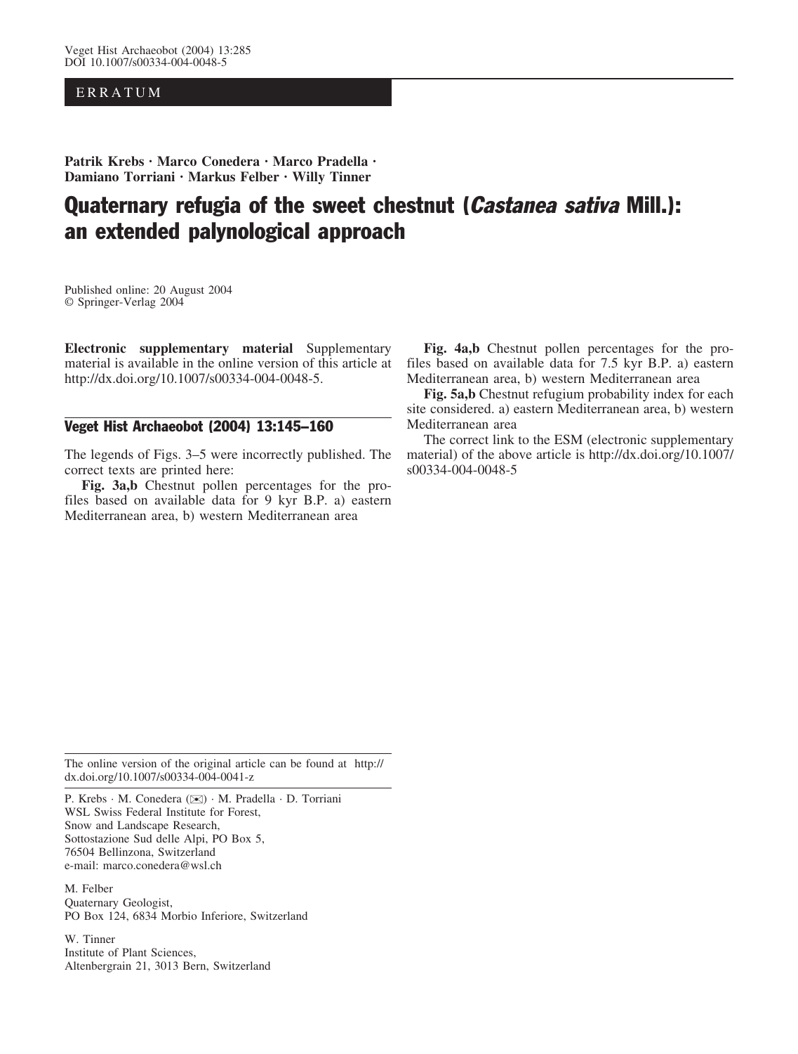ERRATUM

**Patrik Krebs · Marco Conedera · Marco Pradella · Damiano Torriani · Markus Felber · Willy Tinner**

# Quaternary refugia of the sweet chestnut (*Castanea sativa* Mill.): an extended palynological approach

Published online: 20 August 2004
© Springer-Verlag 2004

**Electronic supplementary material** Supplementary material is available in the online version of this article at http://dx.doi.org/10.1007/s00334-004-0048-5.

## Veget Hist Archaeobot (2004) 13:145–160

The legends of Figs. 3–5 were incorrectly published. The correct texts are printed here:

**Fig. 3a,b** Chestnut pollen percentages for the profiles based on available data for 9 kyr B.P. a) eastern Mediterranean area, b) western Mediterranean area

**Fig. 4a,b** Chestnut pollen percentages for the profiles based on available data for 7.5 kyr B.P. a) eastern Mediterranean area, b) western Mediterranean area

**Fig. 5a,b** Chestnut refugium probability index for each site considered. a) eastern Mediterranean area, b) western Mediterranean area

The correct link to the ESM (electronic supplementary material) of the above article is http://dx.doi.org/10.1007/s00334-004-0048-5

The online version of the original article can be found at http://dx.doi.org/10.1007/s00334-004-0041-z

P. Krebs · M. Conedera (✉) · M. Pradella · D. Torriani
WSL Swiss Federal Institute for Forest,
Snow and Landscape Research,
Sottostazione Sud delle Alpi, PO Box 5,
76504 Bellinzona, Switzerland
e-mail: marco.conedera@wsl.ch

M. Felber
Quaternary Geologist,
PO Box 124, 6834 Morbio Inferiore, Switzerland

W. Tinner
Institute of Plant Sciences,
Altenbergrain 21, 3013 Bern, Switzerland